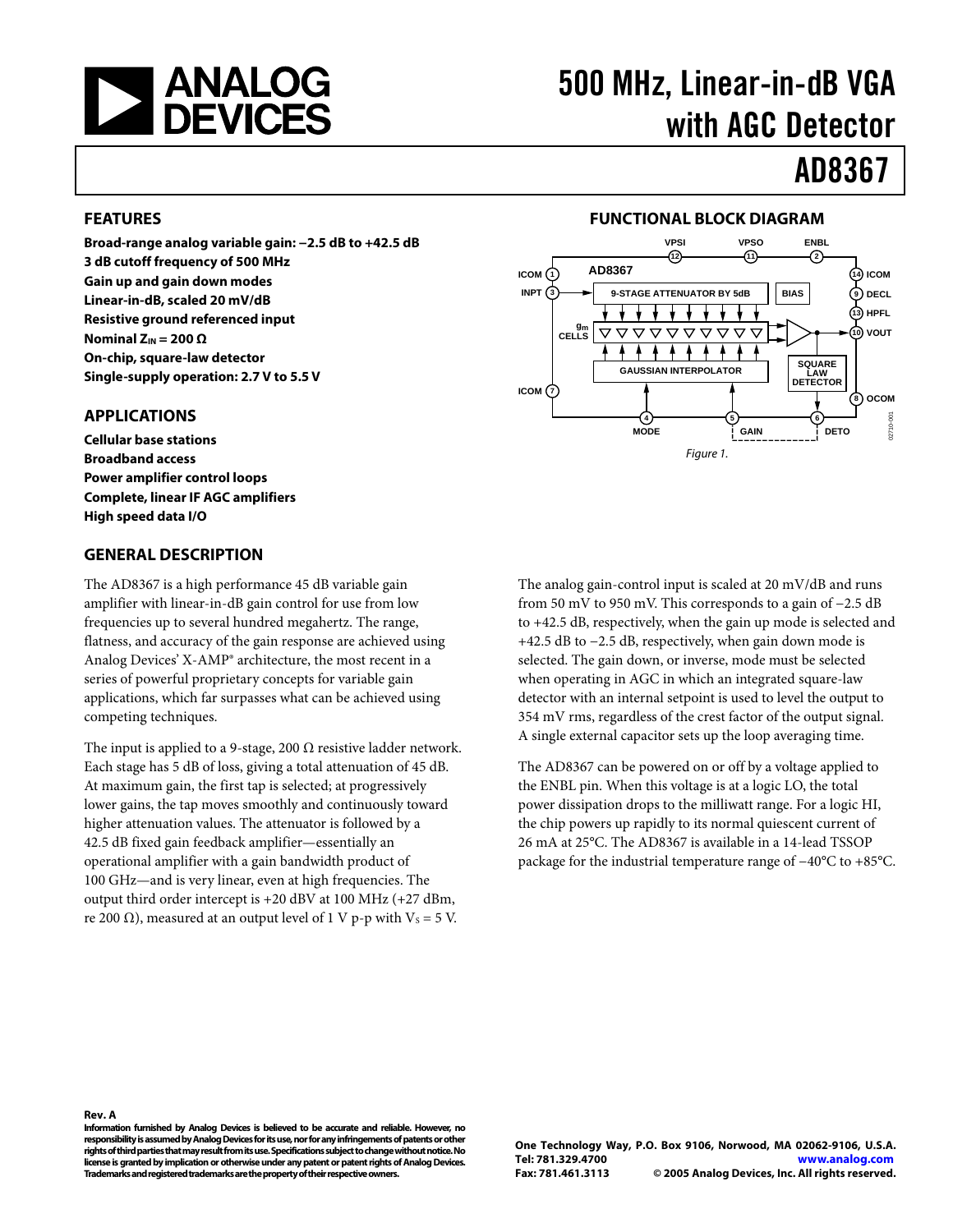# 500 MHz, Linear-in-dB VGA with AGC Detector

# AD8367

## FEATURES

**Broad-range analog variable gain: −2.5 dB to +42.5 dB**
**3 dB cutoff frequency of 500 MHz**
**Gain up and gain down modes**
**Linear-in-dB, scaled 20 mV/dB**
**Resistive ground referenced input**
**Nominal $Z_{IN}$ = 200 Ω**
**On-chip, square-law detector**
**Single-supply operation: 2.7 V to 5.5 V**

## APPLICATIONS

**Cellular base stations**
**Broadband access**
**Power amplifier control loops**
**Complete, linear IF AGC amplifiers**
**High speed data I/O**

## FUNCTIONAL BLOCK DIAGRAM

*Figure 1.*

## GENERAL DESCRIPTION

The AD8367 is a high performance 45 dB variable gain amplifier with linear-in-dB gain control for use from low frequencies up to several hundred megahertz. The range, flatness, and accuracy of the gain response are achieved using Analog Devices' X-AMP® architecture, the most recent in a series of powerful proprietary concepts for variable gain applications, which far surpasses what can be achieved using competing techniques.

The input is applied to a 9-stage, 200 Ω resistive ladder network. Each stage has 5 dB of loss, giving a total attenuation of 45 dB. At maximum gain, the first tap is selected; at progressively lower gains, the tap moves smoothly and continuously toward higher attenuation values. The attenuator is followed by a 42.5 dB fixed gain feedback amplifier—essentially an operational amplifier with a gain bandwidth product of 100 GHz—and is very linear, even at high frequencies. The output third order intercept is +20 dBV at 100 MHz (+27 dBm, re 200 Ω), measured at an output level of 1 V p-p with $V_S$ = 5 V.

The analog gain-control input is scaled at 20 mV/dB and runs from 50 mV to 950 mV. This corresponds to a gain of −2.5 dB to +42.5 dB, respectively, when the gain up mode is selected and +42.5 dB to −2.5 dB, respectively, when gain down mode is selected. The gain down, or inverse, mode must be selected when operating in AGC in which an integrated square-law detector with an internal setpoint is used to level the output to 354 mV rms, regardless of the crest factor of the output signal. A single external capacitor sets up the loop averaging time.

The AD8367 can be powered on or off by a voltage applied to the ENBL pin. When this voltage is at a logic LO, the total power dissipation drops to the milliwatt range. For a logic HI, the chip powers up rapidly to its normal quiescent current of 26 mA at 25°C. The AD8367 is available in a 14-lead TSSOP package for the industrial temperature range of −40°C to +85°C.

**Rev. A**

**Information furnished by Analog Devices is believed to be accurate and reliable. However, no responsibility is assumed by Analog Devices for its use, nor for any infringements of patents or other rights of third parties that may result from its use. Specifications subject to change without notice. No license is granted by implication or otherwise under any patent or patent rights of Analog Devices. Trademarks and registered trademarks are the property of their respective owners.**

**One Technology Way, P.O. Box 9106, Norwood, MA 02062-9106, U.S.A.**
**Tel: 781.329.4700 www.analog.com**
**Fax: 781.461.3113 © 2005 Analog Devices, Inc. All rights reserved.**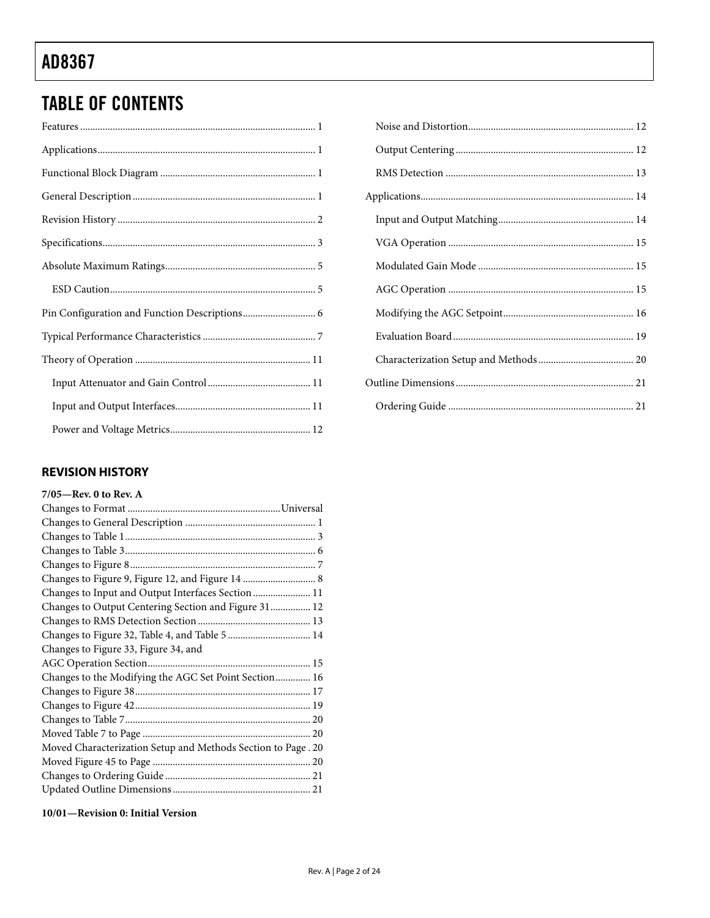## TABLE OF CONTENTS

Features ... 1
Applications ... 1
Functional Block Diagram ... 1
General Description ... 1
Revision History ... 2
Specifications ... 3
Absolute Maximum Ratings ... 5
  ESD Caution ... 5
Pin Configuration and Function Descriptions ... 6
Typical Performance Characteristics ... 7
Theory of Operation ... 11
  Input Attenuator and Gain Control ... 11
  Input and Output Interfaces ... 11
  Power and Voltage Metrics ... 12
  Noise and Distortion ... 12
  Output Centering ... 12
  RMS Detection ... 13
Applications ... 14
  Input and Output Matching ... 14
  VGA Operation ... 15
  Modulated Gain Mode ... 15
  AGC Operation ... 15
  Modifying the AGC Setpoint ... 16
  Evaluation Board ... 19
  Characterization Setup and Methods ... 20
Outline Dimensions ... 21
  Ordering Guide ... 21

### REVISION HISTORY

**7/05—Rev. 0 to Rev. A**

Changes to Format ... Universal
Changes to General Description ... 1
Changes to Table 1 ... 3
Changes to Table 3 ... 6
Changes to Figure 8 ... 7
Changes to Figure 9, Figure 12, and Figure 14 ... 8
Changes to Input and Output Interfaces Section ... 11
Changes to Output Centering Section and Figure 31 ... 12
Changes to RMS Detection Section ... 13
Changes to Figure 32, Table 4, and Table 5 ... 14
Changes to Figure 33, Figure 34, and AGC Operation Section ... 15
Changes to the Modifying the AGC Set Point Section ... 16
Changes to Figure 38 ... 17
Changes to Figure 42 ... 19
Changes to Table 7 ... 20
Moved Table 7 to Page ... 20
Moved Characterization Setup and Methods Section to Page . 20
Moved Figure 45 to Page ... 20
Changes to Ordering Guide ... 21
Updated Outline Dimensions ... 21

**10/01—Revision 0: Initial Version**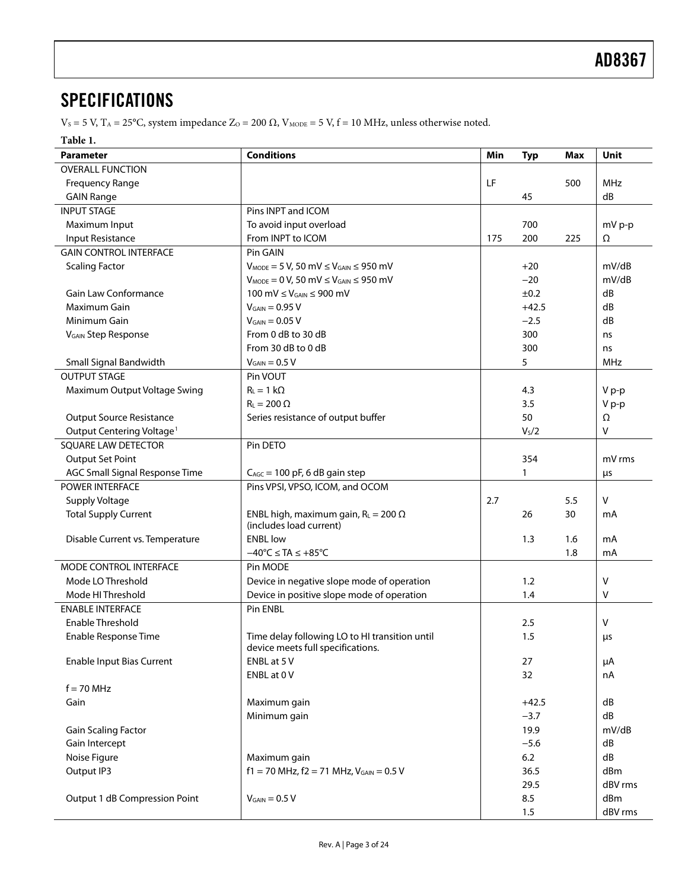## SPECIFICATIONS

$V_S$ = 5 V, $T_A$ = 25°C, system impedance $Z_O$ = 200 Ω, $V_{MODE}$ = 5 V, f = 10 MHz, unless otherwise noted.

**Table 1.**

| Parameter | Conditions | Min | Typ | Max | Unit |
|---|---|---|---|---|---|
| OVERALL FUNCTION | | | | | |
| Frequency Range | | LF | | 500 | MHz |
| GAIN Range | | | 45 | | dB |
| INPUT STAGE | Pins INPT and ICOM | | | | |
| Maximum Input | To avoid input overload | | 700 | | mV p-p |
| Input Resistance | From INPT to ICOM | 175 | 200 | 225 | Ω |
| GAIN CONTROL INTERFACE | Pin GAIN | | | | |
| Scaling Factor | $V_{MODE}$ = 5 V, 50 mV ≤ $V_{GAIN}$ ≤ 950 mV | | +20 | | mV/dB |
| | $V_{MODE}$ = 0 V, 50 mV ≤ $V_{GAIN}$ ≤ 950 mV | | −20 | | mV/dB |
| Gain Law Conformance | 100 mV ≤ $V_{GAIN}$ ≤ 900 mV | | ±0.2 | | dB |
| Maximum Gain | $V_{GAIN}$ = 0.95 V | | +42.5 | | dB |
| Minimum Gain | $V_{GAIN}$ = 0.05 V | | −2.5 | | dB |
| $V_{GAIN}$ Step Response | From 0 dB to 30 dB | | 300 | | ns |
| | From 30 dB to 0 dB | | 300 | | ns |
| Small Signal Bandwidth | $V_{GAIN}$ = 0.5 V | | 5 | | MHz |
| OUTPUT STAGE | Pin VOUT | | | | |
| Maximum Output Voltage Swing | $R_L$ = 1 kΩ | | 4.3 | | V p-p |
| | $R_L$ = 200 Ω | | 3.5 | | V p-p |
| Output Source Resistance | Series resistance of output buffer | | 50 | | Ω |
| Output Centering Voltage[1] | | | $V_S/2$ | | V |
| SQUARE LAW DETECTOR | Pin DETO | | | | |
| Output Set Point | | | 354 | | mV rms |
| AGC Small Signal Response Time | $C_{AGC}$ = 100 pF, 6 dB gain step | | 1 | | µs |
| POWER INTERFACE | Pins VPSI, VPSO, ICOM, and OCOM | | | | |
| Supply Voltage | | 2.7 | | 5.5 | V |
| Total Supply Current | ENBL high, maximum gain, $R_L$ = 200 Ω (includes load current) | | 26 | 30 | mA |
| Disable Current vs. Temperature | ENBL low | | 1.3 | 1.6 | mA |
| | −40°C ≤ TA ≤ +85°C | | | 1.8 | mA |
| MODE CONTROL INTERFACE | Pin MODE | | | | |
| Mode LO Threshold | Device in negative slope mode of operation | | 1.2 | | V |
| Mode HI Threshold | Device in positive slope mode of operation | | 1.4 | | V |
| ENABLE INTERFACE | Pin ENBL | | | | |
| Enable Threshold | | | 2.5 | | V |
| Enable Response Time | Time delay following LO to HI transition until device meets full specifications. | | 1.5 | | µs |
| Enable Input Bias Current | ENBL at 5 V | | 27 | | µA |
| | ENBL at 0 V | | 32 | | nA |
| f = 70 MHz | | | | | |
| Gain | Maximum gain | | +42.5 | | dB |
| | Minimum gain | | −3.7 | | dB |
| Gain Scaling Factor | | | 19.9 | | mV/dB |
| Gain Intercept | | | −5.6 | | dB |
| Noise Figure | Maximum gain | | 6.2 | | dB |
| Output IP3 | f1 = 70 MHz, f2 = 71 MHz, $V_{GAIN}$ = 0.5 V | | 36.5 | | dBm |
| | | | 29.5 | | dBV rms |
| Output 1 dB Compression Point | $V_{GAIN}$ = 0.5 V | | 8.5 | | dBm |
| | | | 1.5 | | dBV rms |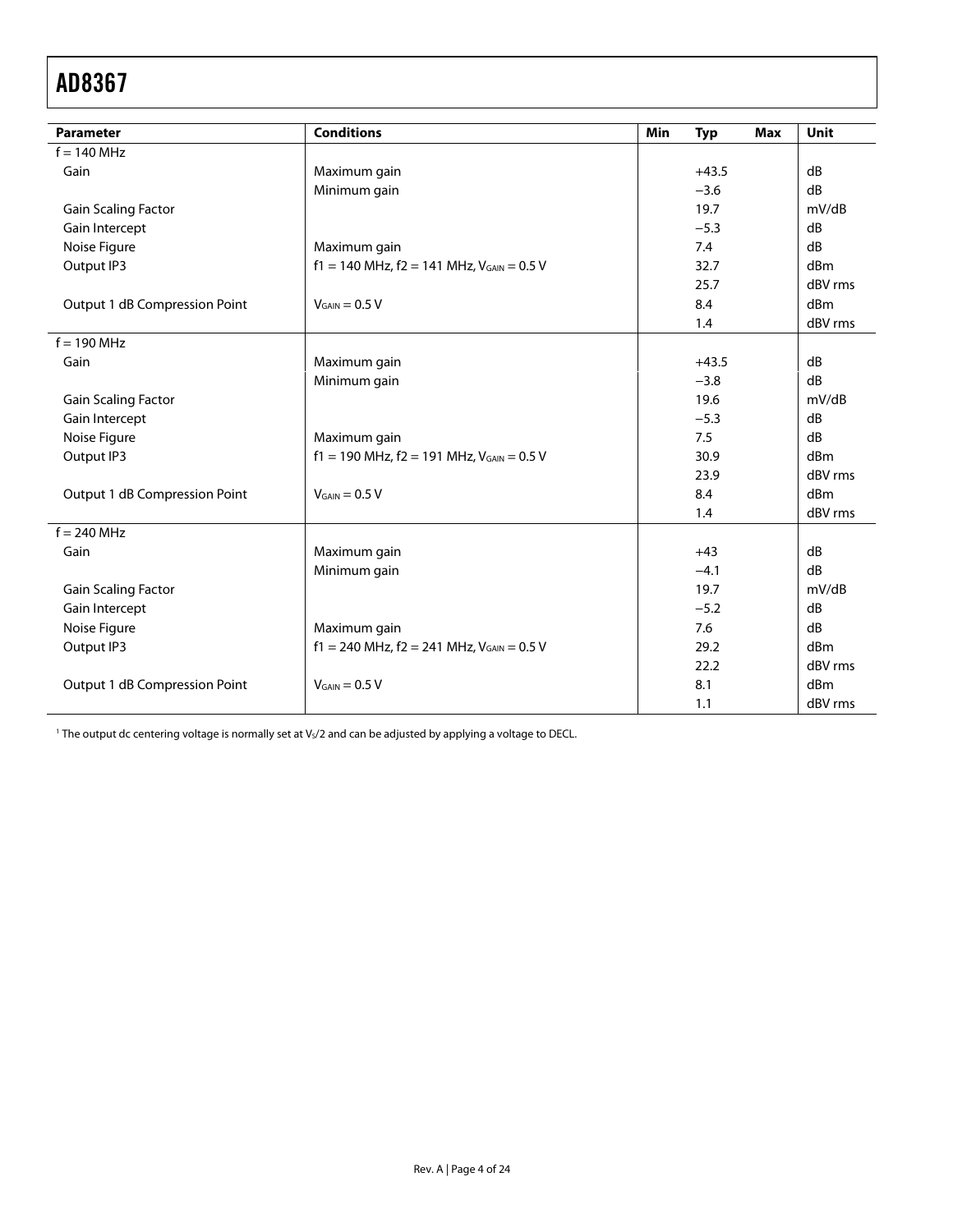| Parameter | Conditions | Min | Typ | Max | Unit |
|---|---|---|---|---|---|
| f = 140 MHz | | | | | |
| Gain | Maximum gain | | +43.5 | | dB |
| | Minimum gain | | −3.6 | | dB |
| Gain Scaling Factor | | | 19.7 | | mV/dB |
| Gain Intercept | | | −5.3 | | dB |
| Noise Figure | Maximum gain | | 7.4 | | dB |
| Output IP3 | f1 = 140 MHz, f2 = 141 MHz, $V_{GAIN}$ = 0.5 V | | 32.7 | | dBm |
| | | | 25.7 | | dBV rms |
| Output 1 dB Compression Point | $V_{GAIN}$ = 0.5 V | | 8.4 | | dBm |
| | | | 1.4 | | dBV rms |
| f = 190 MHz | | | | | |
| Gain | Maximum gain | | +43.5 | | dB |
| | Minimum gain | | −3.8 | | dB |
| Gain Scaling Factor | | | 19.6 | | mV/dB |
| Gain Intercept | | | −5.3 | | dB |
| Noise Figure | Maximum gain | | 7.5 | | dB |
| Output IP3 | f1 = 190 MHz, f2 = 191 MHz, $V_{GAIN}$ = 0.5 V | | 30.9 | | dBm |
| | | | 23.9 | | dBV rms |
| Output 1 dB Compression Point | $V_{GAIN}$ = 0.5 V | | 8.4 | | dBm |
| | | | 1.4 | | dBV rms |
| f = 240 MHz | | | | | |
| Gain | Maximum gain | | +43 | | dB |
| | Minimum gain | | −4.1 | | dB |
| Gain Scaling Factor | | | 19.7 | | mV/dB |
| Gain Intercept | | | −5.2 | | dB |
| Noise Figure | Maximum gain | | 7.6 | | dB |
| Output IP3 | f1 = 240 MHz, f2 = 241 MHz, $V_{GAIN}$ = 0.5 V | | 29.2 | | dBm |
| | | | 22.2 | | dBV rms |
| Output 1 dB Compression Point | $V_{GAIN}$ = 0.5 V | | 8.1 | | dBm |
| | | | 1.1 | | dBV rms |

[1] The output dc centering voltage is normally set at $V_S/2$ and can be adjusted by applying a voltage to DECL.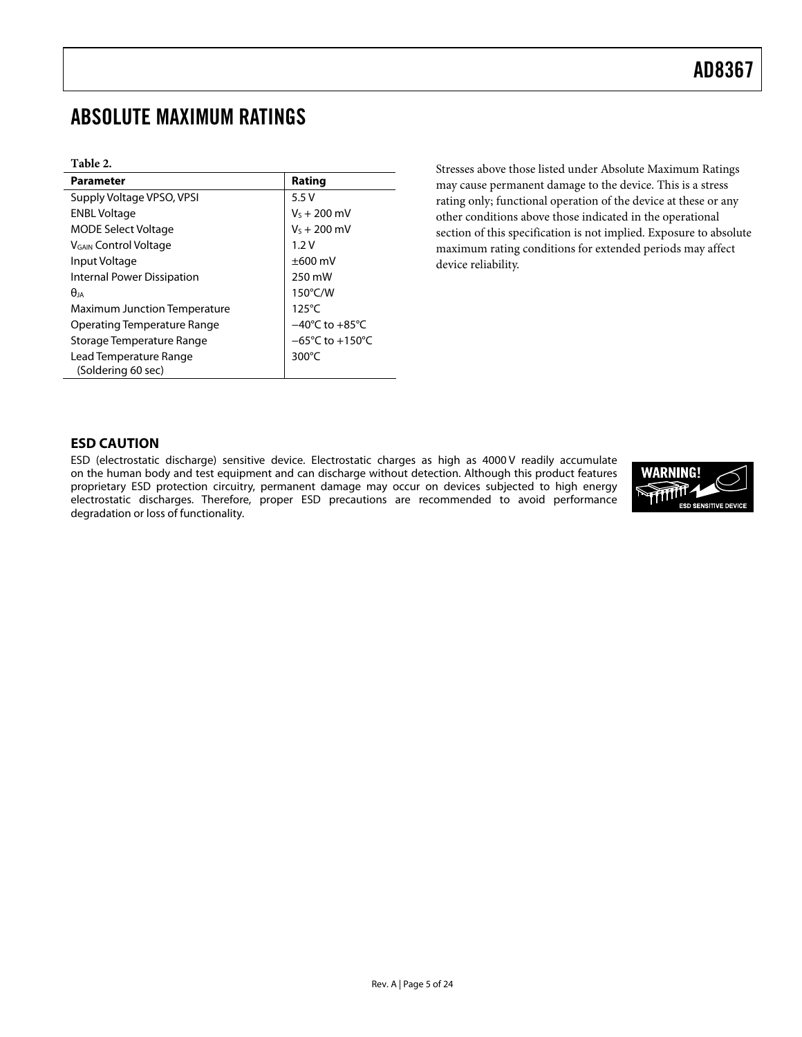## ABSOLUTE MAXIMUM RATINGS

**Table 2.**

| Parameter | Rating |
|---|---|
| Supply Voltage VPSO, VPSI | 5.5 V |
| ENBL Voltage | $V_S$ + 200 mV |
| MODE Select Voltage | $V_S$ + 200 mV |
| $V_{GAIN}$ Control Voltage | 1.2 V |
| Input Voltage | ±600 mV |
| Internal Power Dissipation | 250 mW |
| $\theta_{JA}$ | 150°C/W |
| Maximum Junction Temperature | 125°C |
| Operating Temperature Range | −40°C to +85°C |
| Storage Temperature Range | −65°C to +150°C |
| Lead Temperature Range (Soldering 60 sec) | 300°C |

Stresses above those listed under Absolute Maximum Ratings may cause permanent damage to the device. This is a stress rating only; functional operation of the device at these or any other conditions above those indicated in the operational section of this specification is not implied. Exposure to absolute maximum rating conditions for extended periods may affect device reliability.

### ESD CAUTION

ESD (electrostatic discharge) sensitive device. Electrostatic charges as high as 4000 V readily accumulate on the human body and test equipment and can discharge without detection. Although this product features proprietary ESD protection circuitry, permanent damage may occur on devices subjected to high energy electrostatic discharges. Therefore, proper ESD precautions are recommended to avoid performance degradation or loss of functionality.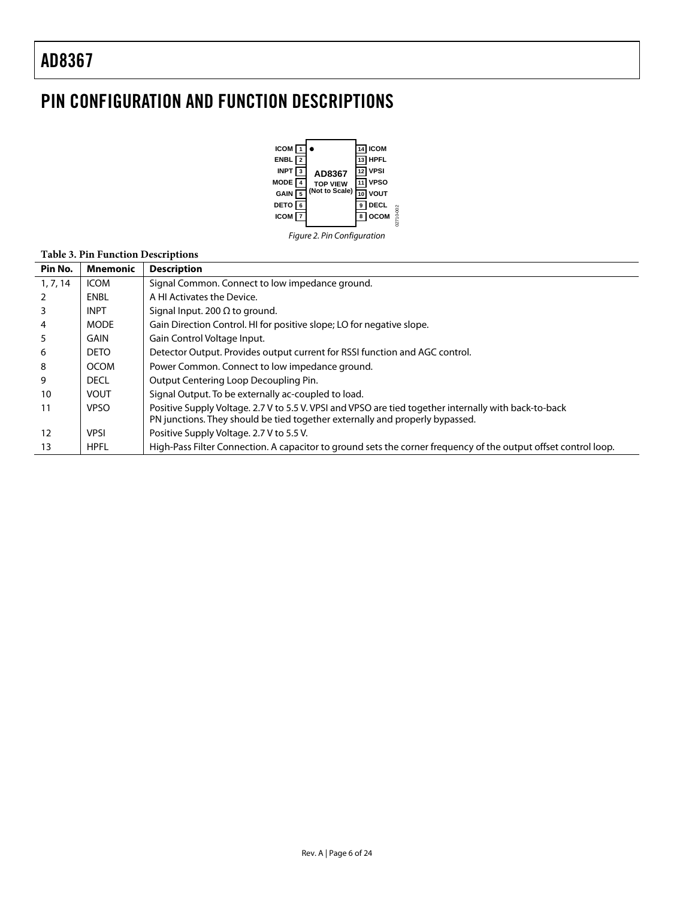## PIN CONFIGURATION AND FUNCTION DESCRIPTIONS

| Pin | Left | | Right | Pin |
|---|---|---|---|---|
| 1 | ICOM | AD8367 TOP VIEW (Not to Scale) | ICOM | 14 |
| 2 | ENBL | | HPFL | 13 |
| 3 | INPT | | VPSI | 12 |
| 4 | MODE | | VPSO | 11 |
| 5 | GAIN | | VOUT | 10 |
| 6 | DETO | | DECL | 9 |
| 7 | ICOM | | OCOM | 8 |

*Figure 2. Pin Configuration*

**Table 3. Pin Function Descriptions**

| Pin No. | Mnemonic | Description |
|---|---|---|
| 1, 7, 14 | ICOM | Signal Common. Connect to low impedance ground. |
| 2 | ENBL | A HI Activates the Device. |
| 3 | INPT | Signal Input. 200 Ω to ground. |
| 4 | MODE | Gain Direction Control. HI for positive slope; LO for negative slope. |
| 5 | GAIN | Gain Control Voltage Input. |
| 6 | DETO | Detector Output. Provides output current for RSSI function and AGC control. |
| 8 | OCOM | Power Common. Connect to low impedance ground. |
| 9 | DECL | Output Centering Loop Decoupling Pin. |
| 10 | VOUT | Signal Output. To be externally ac-coupled to load. |
| 11 | VPSO | Positive Supply Voltage. 2.7 V to 5.5 V. VPSI and VPSO are tied together internally with back-to-back PN junctions. They should be tied together externally and properly bypassed. |
| 12 | VPSI | Positive Supply Voltage. 2.7 V to 5.5 V. |
| 13 | HPFL | High-Pass Filter Connection. A capacitor to ground sets the corner frequency of the output offset control loop. |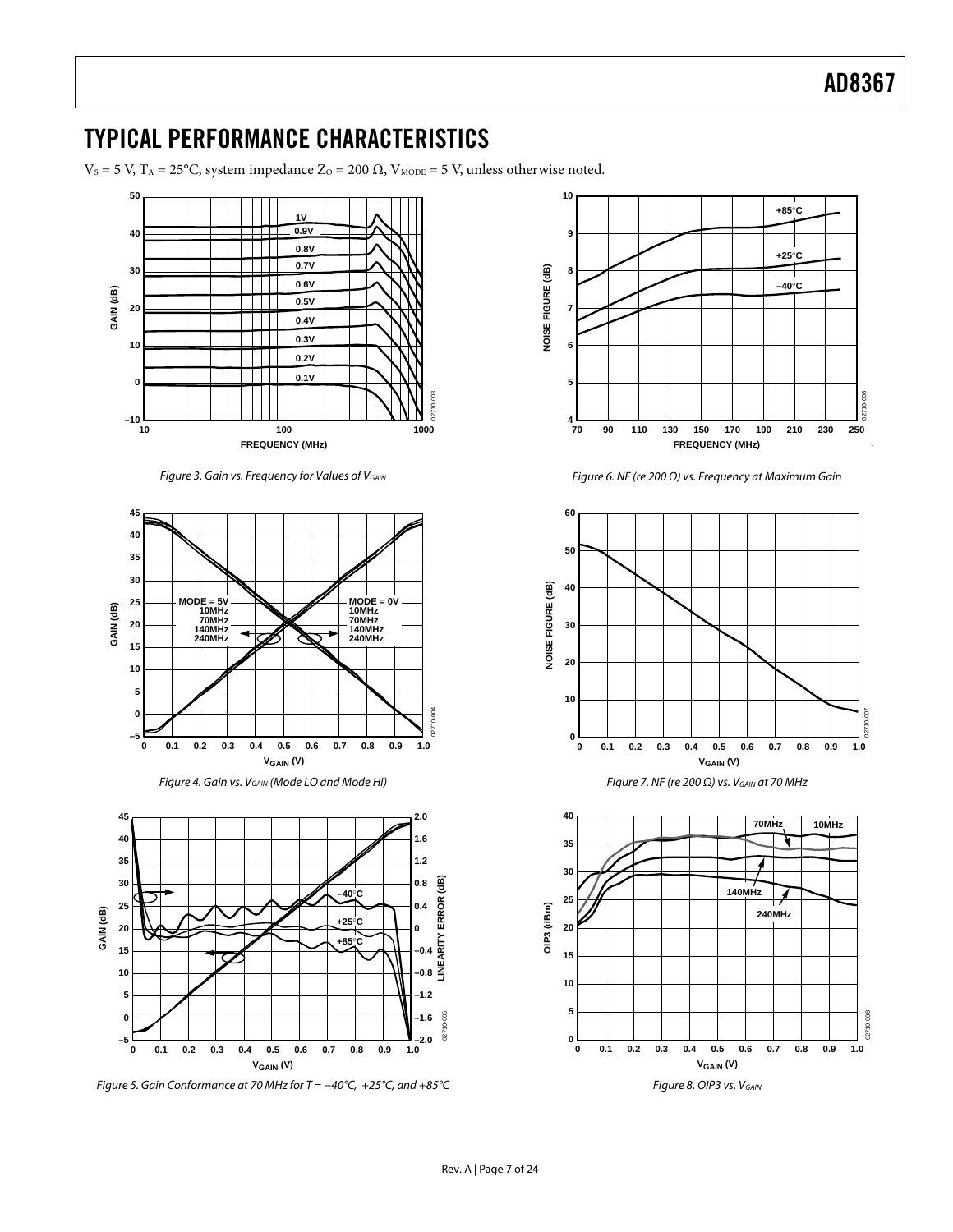# TYPICAL PERFORMANCE CHARACTERISTICS

$V_S$ = 5 V, $T_A$ = 25°C, system impedance $Z_O$ = 200 Ω, $V_{MODE}$ = 5 V, unless otherwise noted.

*Figure 3. Gain vs. Frequency for Values of $V_{GAIN}$*

*Figure 4. Gain vs. $V_{GAIN}$ (Mode LO and Mode HI)*

*Figure 5. Gain Conformance at 70 MHz for T = −40°C, +25°C, and +85°C*

*Figure 6. NF (re 200 Ω) vs. Frequency at Maximum Gain*

*Figure 7. NF (re 200 Ω) vs. $V_{GAIN}$ at 70 MHz*

*Figure 8. OIP3 vs. $V_{GAIN}$*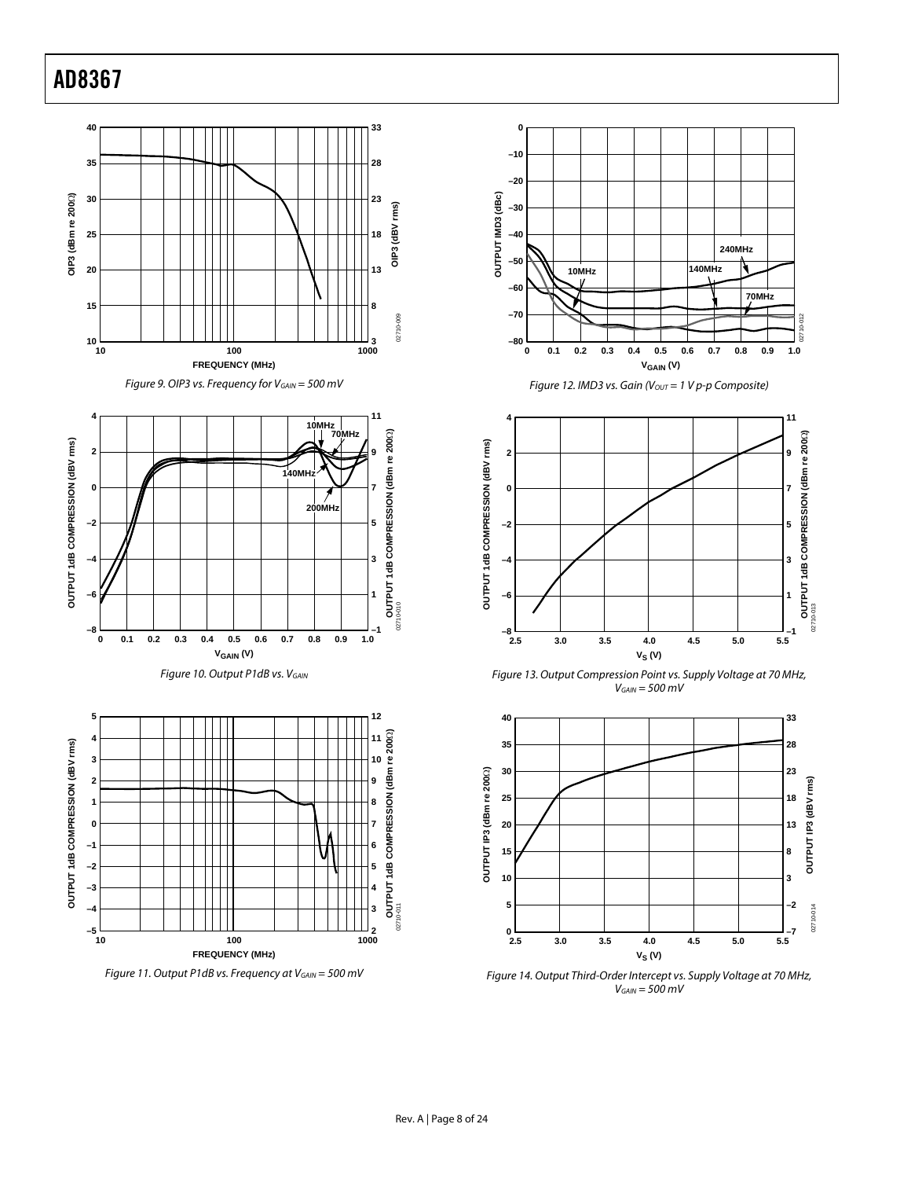Figure 9. OIP3 vs. Frequency for $V_{GAIN}$ = 500 mV

Figure 10. Output P1dB vs. $V_{GAIN}$

Figure 11. Output P1dB vs. Frequency at $V_{GAIN}$ = 500 mV

Figure 12. IMD3 vs. Gain ($V_{OUT}$ = 1 V p-p Composite)

Figure 13. Output Compression Point vs. Supply Voltage at 70 MHz, $V_{GAIN}$ = 500 mV

Figure 14. Output Third-Order Intercept vs. Supply Voltage at 70 MHz, $V_{GAIN}$ = 500 mV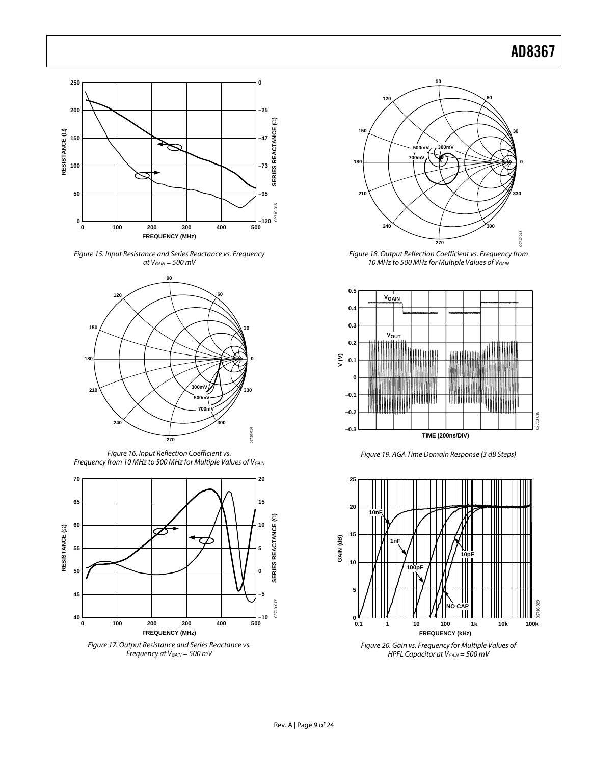Figure 15. Input Resistance and Series Reactance vs. Frequency at $V_{GAIN}$ = 500 mV

Figure 16. Input Reflection Coefficient vs. Frequency from 10 MHz to 500 MHz for Multiple Values of $V_{GAIN}$

Figure 17. Output Resistance and Series Reactance vs. Frequency at $V_{GAIN}$ = 500 mV

Figure 18. Output Reflection Coefficient vs. Frequency from 10 MHz to 500 MHz for Multiple Values of $V_{GAIN}$

Figure 19. AGA Time Domain Response (3 dB Steps)

Figure 20. Gain vs. Frequency for Multiple Values of HPFL Capacitor at $V_{GAIN}$ = 500 mV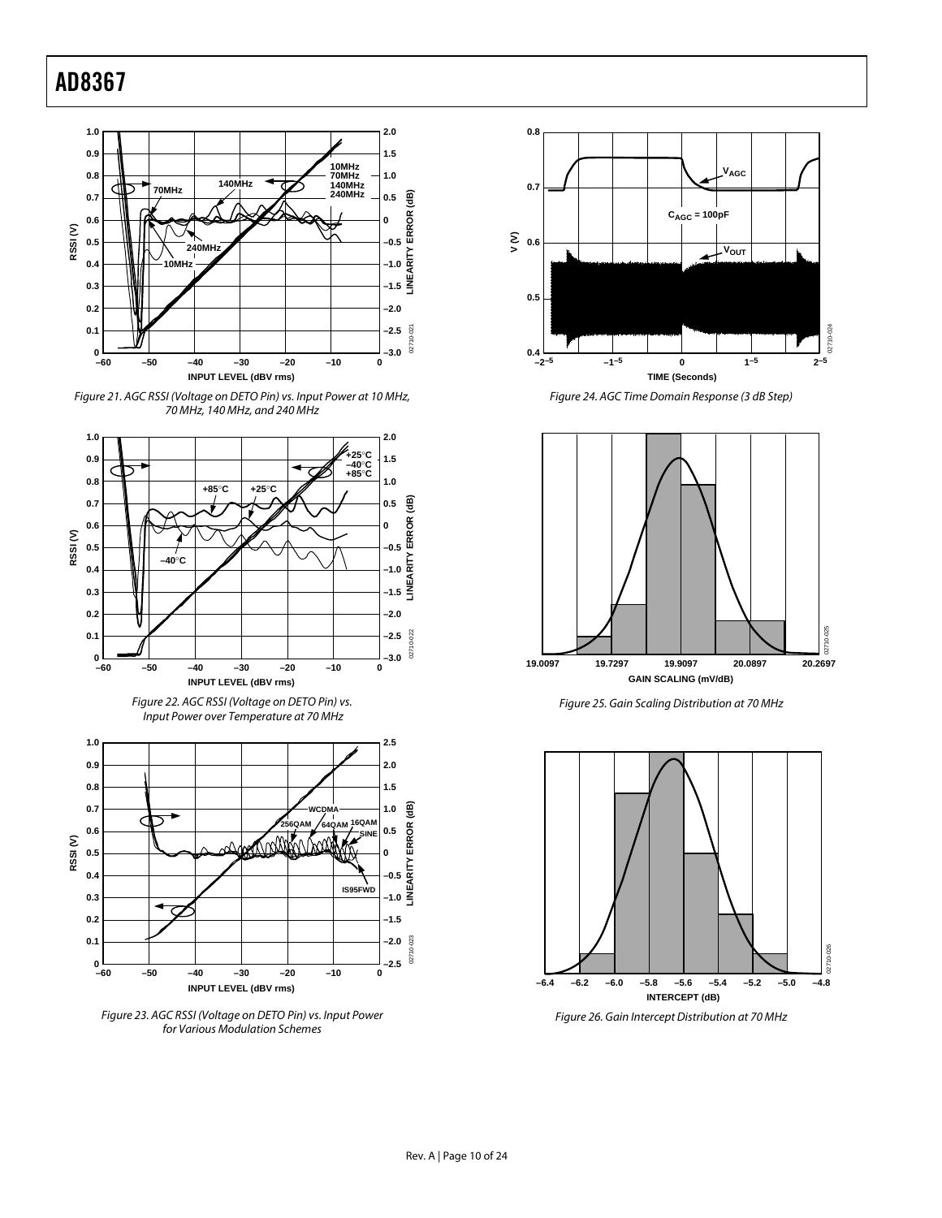Figure 21. AGC RSSI (Voltage on DETO Pin) vs. Input Power at 10 MHz, 70 MHz, 140 MHz, and 240 MHz

Figure 22. AGC RSSI (Voltage on DETO Pin) vs. Input Power over Temperature at 70 MHz

Figure 23. AGC RSSI (Voltage on DETO Pin) vs. Input Power for Various Modulation Schemes

Figure 24. AGC Time Domain Response (3 dB Step)

Figure 25. Gain Scaling Distribution at 70 MHz

Figure 26. Gain Intercept Distribution at 70 MHz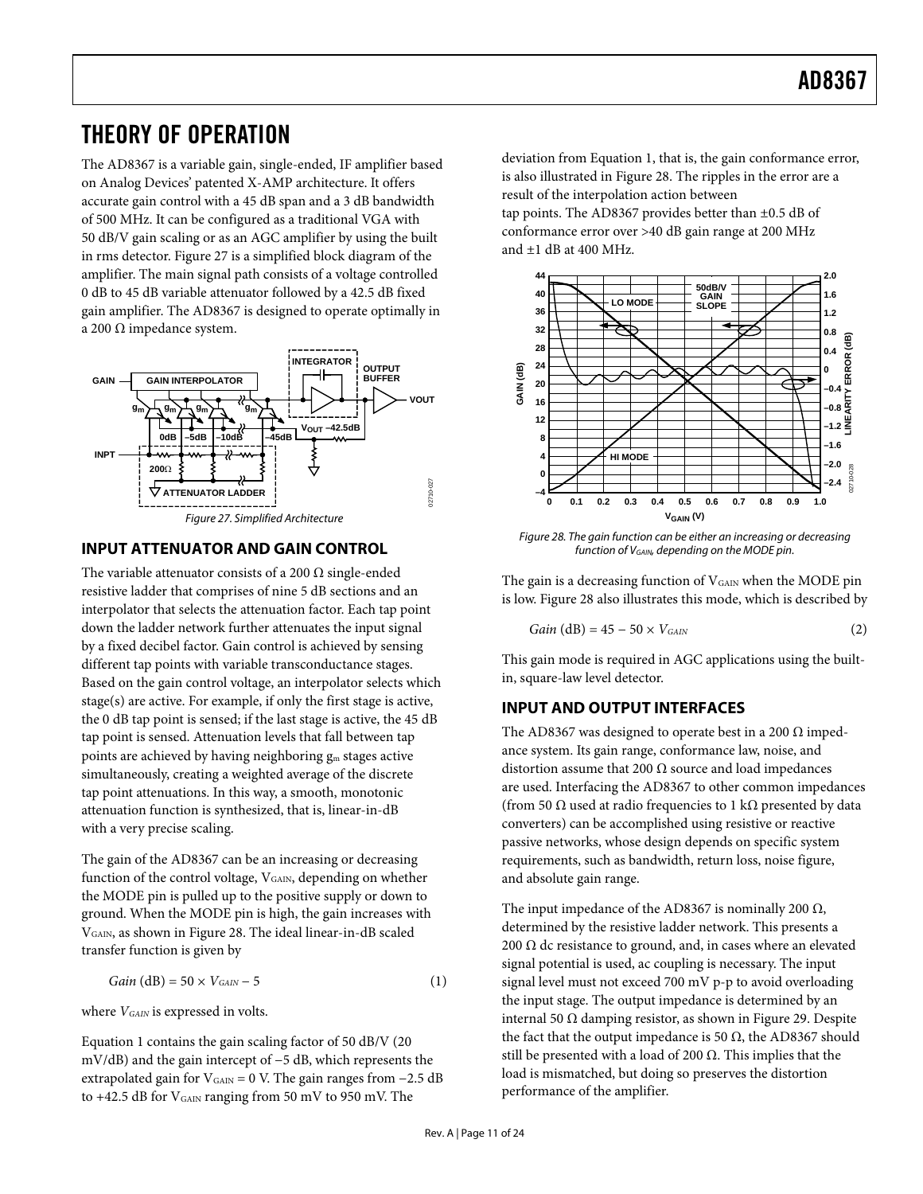# THEORY OF OPERATION

The AD8367 is a variable gain, single-ended, IF amplifier based on Analog Devices' patented X-AMP architecture. It offers accurate gain control with a 45 dB span and a 3 dB bandwidth of 500 MHz. It can be configured as a traditional VGA with 50 dB/V gain scaling or as an AGC amplifier by using the built in rms detector. Figure 27 is a simplified block diagram of the amplifier. The main signal path consists of a voltage controlled 0 dB to 45 dB variable attenuator followed by a 42.5 dB fixed gain amplifier. The AD8367 is designed to operate optimally in a 200 Ω impedance system.

Figure 27. Simplified Architecture

## INPUT ATTENUATOR AND GAIN CONTROL

The variable attenuator consists of a 200 Ω single-ended resistive ladder that comprises of nine 5 dB sections and an interpolator that selects the attenuation factor. Each tap point down the ladder network further attenuates the input signal by a fixed decibel factor. Gain control is achieved by sensing different tap points with variable transconductance stages. Based on the gain control voltage, an interpolator selects which stage(s) are active. For example, if only the first stage is active, the 0 dB tap point is sensed; if the last stage is active, the 45 dB tap point is sensed. Attenuation levels that fall between tap points are achieved by having neighboring $g_m$ stages active simultaneously, creating a weighted average of the discrete tap point attenuations. In this way, a smooth, monotonic attenuation function is synthesized, that is, linear-in-dB with a very precise scaling.

The gain of the AD8367 can be an increasing or decreasing function of the control voltage, $V_{GAIN}$, depending on whether the MODE pin is pulled up to the positive supply or down to ground. When the MODE pin is high, the gain increases with $V_{GAIN}$, as shown in Figure 28. The ideal linear-in-dB scaled transfer function is given by

$$Gain\ (\text{dB}) = 50 \times V_{GAIN} - 5 \tag{1}$$

where $V_{GAIN}$ is expressed in volts.

Equation 1 contains the gain scaling factor of 50 dB/V (20 mV/dB) and the gain intercept of −5 dB, which represents the extrapolated gain for $V_{GAIN}$ = 0 V. The gain ranges from −2.5 dB to +42.5 dB for $V_{GAIN}$ ranging from 50 mV to 950 mV. The deviation from Equation 1, that is, the gain conformance error, is also illustrated in Figure 28. The ripples in the error are a result of the interpolation action between tap points. The AD8367 provides better than ±0.5 dB of conformance error over >40 dB gain range at 200 MHz and ±1 dB at 400 MHz.

Figure 28. The gain function can be either an increasing or decreasing function of $V_{GAIN}$, depending on the MODE pin.

The gain is a decreasing function of $V_{GAIN}$ when the MODE pin is low. Figure 28 also illustrates this mode, which is described by

$$Gain\ (\text{dB}) = 45 - 50 \times V_{GAIN} \tag{2}$$

This gain mode is required in AGC applications using the built-in, square-law level detector.

## INPUT AND OUTPUT INTERFACES

The AD8367 was designed to operate best in a 200 Ω impedance system. Its gain range, conformance law, noise, and distortion assume that 200 Ω source and load impedances are used. Interfacing the AD8367 to other common impedances (from 50 Ω used at radio frequencies to 1 kΩ presented by data converters) can be accomplished using resistive or reactive passive networks, whose design depends on specific system requirements, such as bandwidth, return loss, noise figure, and absolute gain range.

The input impedance of the AD8367 is nominally 200 Ω, determined by the resistive ladder network. This presents a 200 Ω dc resistance to ground, and, in cases where an elevated signal potential is used, ac coupling is necessary. The input signal level must not exceed 700 mV p-p to avoid overloading the input stage. The output impedance is determined by an internal 50 Ω damping resistor, as shown in Figure 29. Despite the fact that the output impedance is 50 Ω, the AD8367 should still be presented with a load of 200 Ω. This implies that the load is mismatched, but doing so preserves the distortion performance of the amplifier.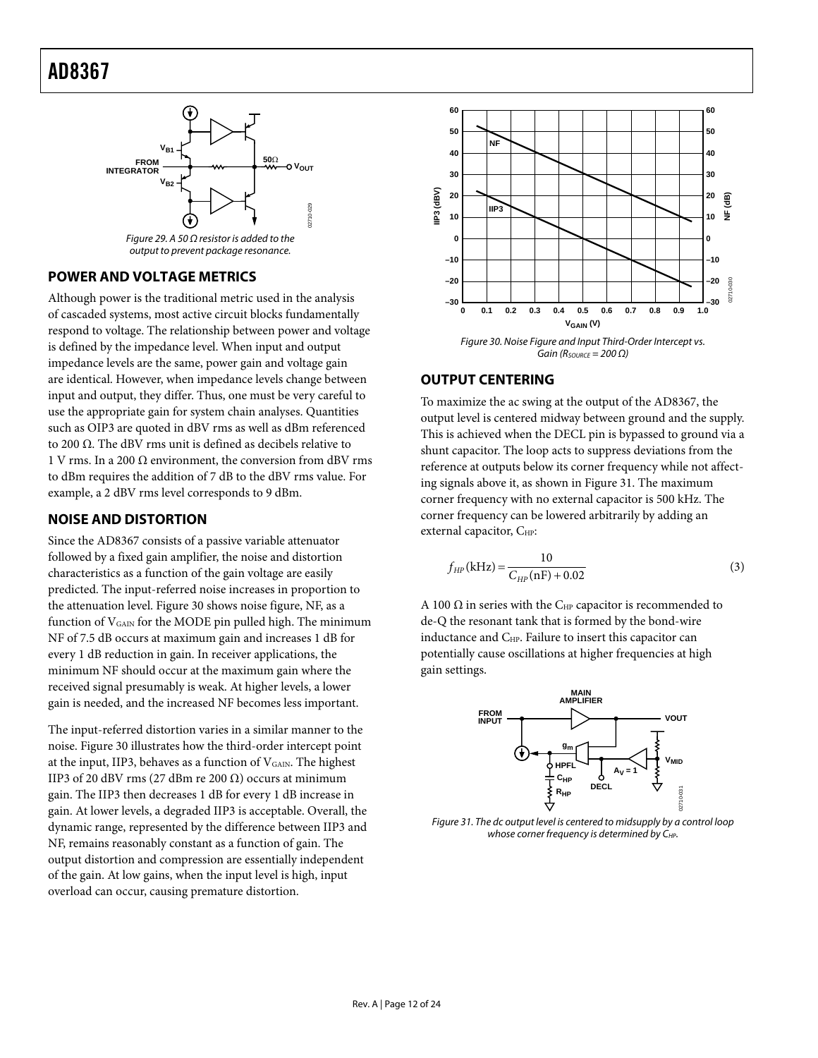Figure 29. A 50 Ω resistor is added to the output to prevent package resonance.

## POWER AND VOLTAGE METRICS

Although power is the traditional metric used in the analysis of cascaded systems, most active circuit blocks fundamentally respond to voltage. The relationship between power and voltage is defined by the impedance level. When input and output impedance levels are the same, power gain and voltage gain are identical. However, when impedance levels change between input and output, they differ. Thus, one must be very careful to use the appropriate gain for system chain analyses. Quantities such as OIP3 are quoted in dBV rms as well as dBm referenced to 200 Ω. The dBV rms unit is defined as decibels relative to 1 V rms. In a 200 Ω environment, the conversion from dBV rms to dBm requires the addition of 7 dB to the dBV rms value. For example, a 2 dBV rms level corresponds to 9 dBm.

## NOISE AND DISTORTION

Since the AD8367 consists of a passive variable attenuator followed by a fixed gain amplifier, the noise and distortion characteristics as a function of the gain voltage are easily predicted. The input-referred noise increases in proportion to the attenuation level. Figure 30 shows noise figure, NF, as a function of $V_{GAIN}$ for the MODE pin pulled high. The minimum NF of 7.5 dB occurs at maximum gain and increases 1 dB for every 1 dB reduction in gain. In receiver applications, the minimum NF should occur at the maximum gain where the received signal presumably is weak. At higher levels, a lower gain is needed, and the increased NF becomes less important.

The input-referred distortion varies in a similar manner to the noise. Figure 30 illustrates how the third-order intercept point at the input, IIP3, behaves as a function of $V_{GAIN}$. The highest IIP3 of 20 dBV rms (27 dBm re 200 Ω) occurs at minimum gain. The IIP3 then decreases 1 dB for every 1 dB increase in gain. At lower levels, a degraded IIP3 is acceptable. Overall, the dynamic range, represented by the difference between IIP3 and NF, remains reasonably constant as a function of gain. The output distortion and compression are essentially independent of the gain. At low gains, when the input level is high, input overload can occur, causing premature distortion.

Figure 30. Noise Figure and Input Third-Order Intercept vs. Gain ($R_{SOURCE}$ = 200 Ω)

## OUTPUT CENTERING

To maximize the ac swing at the output of the AD8367, the output level is centered midway between ground and the supply. This is achieved when the DECL pin is bypassed to ground via a shunt capacitor. The loop acts to suppress deviations from the reference at outputs below its corner frequency while not affecting signals above it, as shown in Figure 31. The maximum corner frequency with no external capacitor is 500 kHz. The corner frequency can be lowered arbitrarily by adding an external capacitor, $C_{HP}$:

$$f_{HP}(\text{kHz}) = \frac{10}{C_{HP}(\text{nF}) + 0.02} \tag{3}$$

A 100 Ω in series with the $C_{HP}$ capacitor is recommended to de-Q the resonant tank that is formed by the bond-wire inductance and $C_{HP}$. Failure to insert this capacitor can potentially cause oscillations at higher frequencies at high gain settings.

Figure 31. The dc output level is centered to midsupply by a control loop whose corner frequency is determined by $C_{HP}$.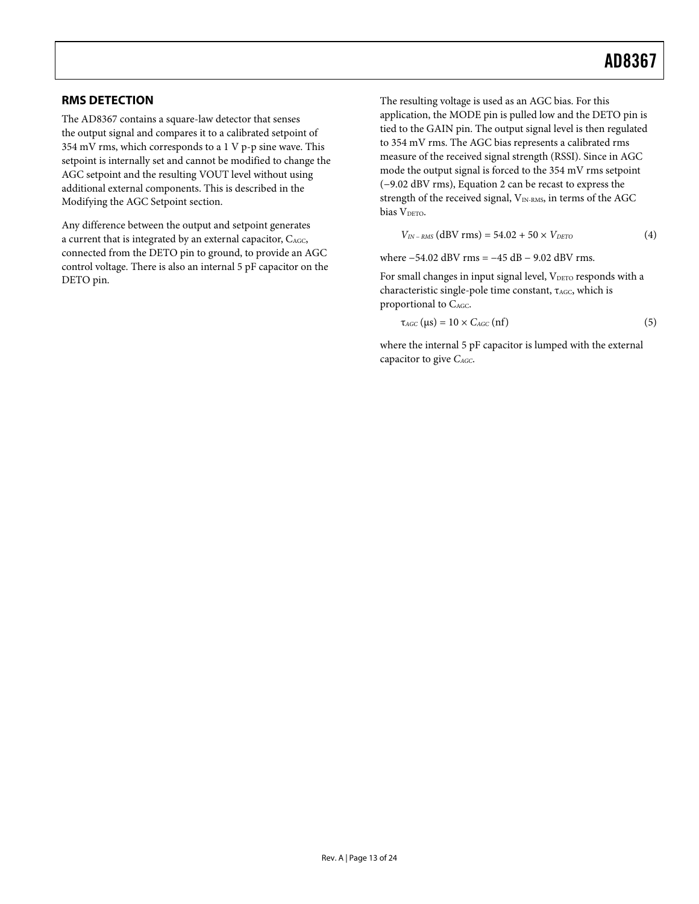## RMS DETECTION

The AD8367 contains a square-law detector that senses the output signal and compares it to a calibrated setpoint of 354 mV rms, which corresponds to a 1 V p-p sine wave. This setpoint is internally set and cannot be modified to change the AGC setpoint and the resulting VOUT level without using additional external components. This is described in the Modifying the AGC Setpoint section.

Any difference between the output and setpoint generates a current that is integrated by an external capacitor, $C_{AGC}$, connected from the DETO pin to ground, to provide an AGC control voltage. There is also an internal 5 pF capacitor on the DETO pin.

The resulting voltage is used as an AGC bias. For this application, the MODE pin is pulled low and the DETO pin is tied to the GAIN pin. The output signal level is then regulated to 354 mV rms. The AGC bias represents a calibrated rms measure of the received signal strength (RSSI). Since in AGC mode the output signal is forced to the 354 mV rms setpoint (−9.02 dBV rms), Equation 2 can be recast to express the strength of the received signal, $V_{IN\text{-}RMS}$, in terms of the AGC bias $V_{DETO}$.

$$V_{IN-RMS}\ (\text{dBV rms}) = 54.02 + 50 \times V_{DETO} \tag{4}$$

where −54.02 dBV rms = −45 dB − 9.02 dBV rms.

For small changes in input signal level, $V_{DETO}$ responds with a characteristic single-pole time constant, $\tau_{AGC}$, which is proportional to $C_{AGC}$.

$$\tau_{AGC}\ (\mu\text{s}) = 10 \times C_{AGC}\ (\text{nf}) \tag{5}$$

where the internal 5 pF capacitor is lumped with the external capacitor to give $C_{AGC}$.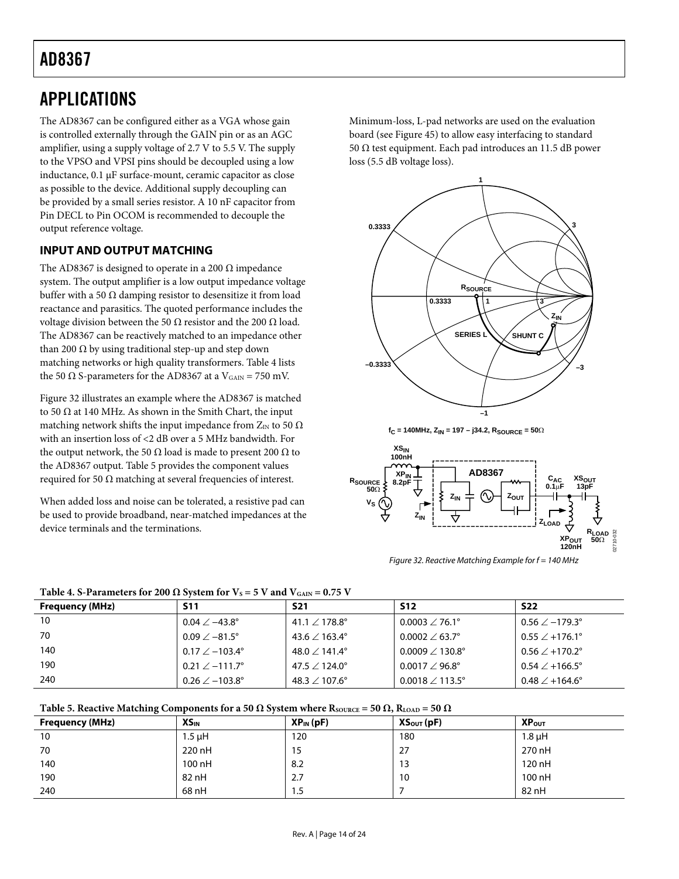# APPLICATIONS

The AD8367 can be configured either as a VGA whose gain is controlled externally through the GAIN pin or as an AGC amplifier, using a supply voltage of 2.7 V to 5.5 V. The supply to the VPSO and VPSI pins should be decoupled using a low inductance, 0.1 µF surface-mount, ceramic capacitor as close as possible to the device. Additional supply decoupling can be provided by a small series resistor. A 10 nF capacitor from Pin DECL to Pin OCOM is recommended to decouple the output reference voltage.

## INPUT AND OUTPUT MATCHING

The AD8367 is designed to operate in a 200 Ω impedance system. The output amplifier is a low output impedance voltage buffer with a 50 Ω damping resistor to desensitize it from load reactance and parasitics. The quoted performance includes the voltage division between the 50 Ω resistor and the 200 Ω load. The AD8367 can be reactively matched to an impedance other than 200 Ω by using traditional step-up and step down matching networks or high quality transformers. Table 4 lists the 50 Ω S-parameters for the AD8367 at a $V_{GAIN}$ = 750 mV.

Figure 32 illustrates an example where the AD8367 is matched to 50 Ω at 140 MHz. As shown in the Smith Chart, the input matching network shifts the input impedance from $Z_{IN}$ to 50 Ω with an insertion loss of <2 dB over a 5 MHz bandwidth. For the output network, the 50 Ω load is made to present 200 Ω to the AD8367 output. Table 5 provides the component values required for 50 Ω matching at several frequencies of interest.

When added loss and noise can be tolerated, a resistive pad can be used to provide broadband, near-matched impedances at the device terminals and the terminations.

Minimum-loss, L-pad networks are used on the evaluation board (see Figure 45) to allow easy interfacing to standard 50 Ω test equipment. Each pad introduces an 11.5 dB power loss (5.5 dB voltage loss).

$f_C$ = 140MHz, $Z_{IN}$ = 197 – j34.2, $R_{SOURCE}$ = 50Ω

*Figure 32. Reactive Matching Example for f = 140 MHz*

**Table 4. S-Parameters for 200 Ω System for $V_S$ = 5 V and $V_{GAIN}$ = 0.75 V**

| Frequency (MHz) | S11 | S21 | S12 | S22 |
|---|---|---|---|---|
| 10 | 0.04 ∠ −43.8° | 41.1 ∠ 178.8° | 0.0003 ∠ 76.1° | 0.56 ∠ −179.3° |
| 70 | 0.09 ∠ −81.5° | 43.6 ∠ 163.4° | 0.0002 ∠ 63.7° | 0.55 ∠ +176.1° |
| 140 | 0.17 ∠ −103.4° | 48.0 ∠ 141.4° | 0.0009 ∠ 130.8° | 0.56 ∠ +170.2° |
| 190 | 0.21 ∠ −111.7° | 47.5 ∠ 124.0° | 0.0017 ∠ 96.8° | 0.54 ∠ +166.5° |
| 240 | 0.26 ∠ −103.8° | 48.3 ∠ 107.6° | 0.0018 ∠ 113.5° | 0.48 ∠ +164.6° |

**Table 5. Reactive Matching Components for a 50 Ω System where $R_{SOURCE}$ = 50 Ω, $R_{LOAD}$ = 50 Ω**

| Frequency (MHz) | $XS_{IN}$ | $XP_{IN}$ (pF) | $XS_{OUT}$ (pF) | $XP_{OUT}$ |
|---|---|---|---|---|
| 10 | 1.5 µH | 120 | 180 | 1.8 µH |
| 70 | 220 nH | 15 | 27 | 270 nH |
| 140 | 100 nH | 8.2 | 13 | 120 nH |
| 190 | 82 nH | 2.7 | 10 | 100 nH |
| 240 | 68 nH | 1.5 | 7 | 82 nH |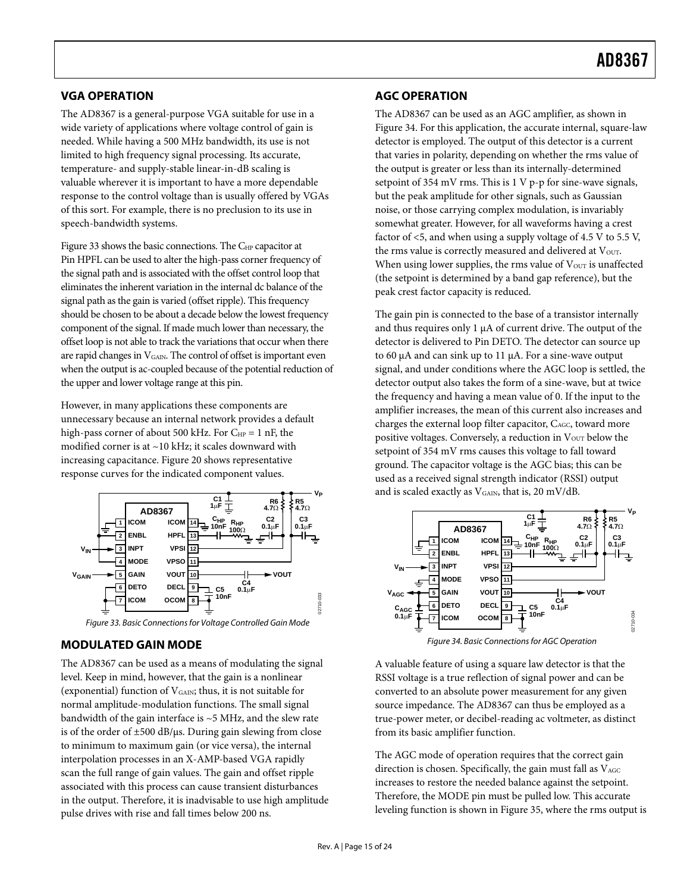## VGA OPERATION

The AD8367 is a general-purpose VGA suitable for use in a wide variety of applications where voltage control of gain is needed. While having a 500 MHz bandwidth, its use is not limited to high frequency signal processing. Its accurate, temperature- and supply-stable linear-in-dB scaling is valuable wherever it is important to have a more dependable response to the control voltage than is usually offered by VGAs of this sort. For example, there is no preclusion to its use in speech-bandwidth systems.

Figure 33 shows the basic connections. The $C_{HP}$ capacitor at Pin HPFL can be used to alter the high-pass corner frequency of the signal path and is associated with the offset control loop that eliminates the inherent variation in the internal dc balance of the signal path as the gain is varied (offset ripple). This frequency should be chosen to be about a decade below the lowest frequency component of the signal. If made much lower than necessary, the offset loop is not able to track the variations that occur when there are rapid changes in $V_{GAIN}$. The control of offset is important even when the output is ac-coupled because of the potential reduction of the upper and lower voltage range at this pin.

However, in many applications these components are unnecessary because an internal network provides a default high-pass corner of about 500 kHz. For $C_{HP}$ = 1 nF, the modified corner is at ~10 kHz; it scales downward with increasing capacitance. Figure 20 shows representative response curves for the indicated component values.

Figure 33. Basic Connections for Voltage Controlled Gain Mode

## MODULATED GAIN MODE

The AD8367 can be used as a means of modulating the signal level. Keep in mind, however, that the gain is a nonlinear (exponential) function of $V_{GAIN}$; thus, it is not suitable for normal amplitude-modulation functions. The small signal bandwidth of the gain interface is ~5 MHz, and the slew rate is of the order of ±500 dB/μs. During gain slewing from close to minimum to maximum gain (or vice versa), the internal interpolation processes in an X-AMP-based VGA rapidly scan the full range of gain values. The gain and offset ripple associated with this process can cause transient disturbances in the output. Therefore, it is inadvisable to use high amplitude pulse drives with rise and fall times below 200 ns.

## AGC OPERATION

The AD8367 can be used as an AGC amplifier, as shown in Figure 34. For this application, the accurate internal, square-law detector is employed. The output of this detector is a current that varies in polarity, depending on whether the rms value of the output is greater or less than its internally-determined setpoint of 354 mV rms. This is 1 V p-p for sine-wave signals, but the peak amplitude for other signals, such as Gaussian noise, or those carrying complex modulation, is invariably somewhat greater. However, for all waveforms having a crest factor of <5, and when using a supply voltage of 4.5 V to 5.5 V, the rms value is correctly measured and delivered at $V_{OUT}$. When using lower supplies, the rms value of $V_{OUT}$ is unaffected (the setpoint is determined by a band gap reference), but the peak crest factor capacity is reduced.

The gain pin is connected to the base of a transistor internally and thus requires only 1 μA of current drive. The output of the detector is delivered to Pin DETO. The detector can source up to 60 μA and can sink up to 11 μA. For a sine-wave output signal, and under conditions where the AGC loop is settled, the detector output also takes the form of a sine-wave, but at twice the frequency and having a mean value of 0. If the input to the amplifier increases, the mean of this current also increases and charges the external loop filter capacitor, $C_{AGC}$, toward more positive voltages. Conversely, a reduction in $V_{OUT}$ below the setpoint of 354 mV rms causes this voltage to fall toward ground. The capacitor voltage is the AGC bias; this can be used as a received signal strength indicator (RSSI) output and is scaled exactly as $V_{GAIN}$, that is, 20 mV/dB.

Figure 34. Basic Connections for AGC Operation

A valuable feature of using a square law detector is that the RSSI voltage is a true reflection of signal power and can be converted to an absolute power measurement for any given source impedance. The AD8367 can thus be employed as a true-power meter, or decibel-reading ac voltmeter, as distinct from its basic amplifier function.

The AGC mode of operation requires that the correct gain direction is chosen. Specifically, the gain must fall as $V_{AGC}$ increases to restore the needed balance against the setpoint. Therefore, the MODE pin must be pulled low. This accurate leveling function is shown in Figure 35, where the rms output is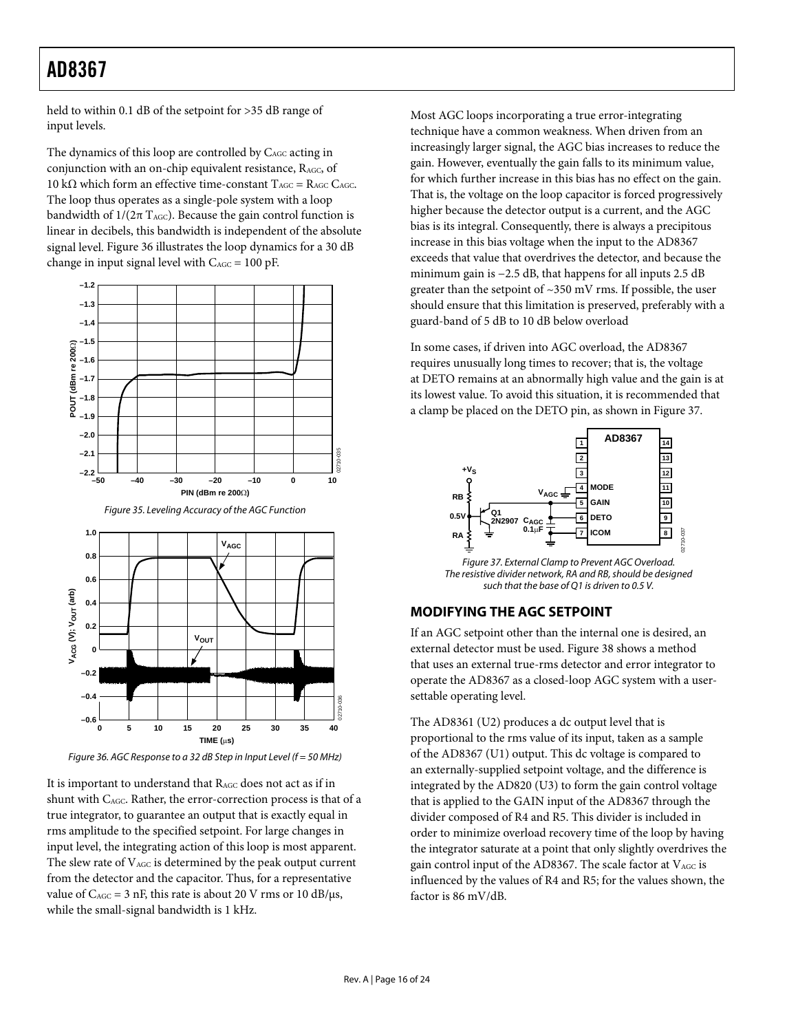held to within 0.1 dB of the setpoint for >35 dB range of input levels.

The dynamics of this loop are controlled by $C_{AGC}$ acting in conjunction with an on-chip equivalent resistance, $R_{AGC}$, of 10 kΩ which form an effective time-constant $T_{AGC} = R_{AGC} C_{AGC}$. The loop thus operates as a single-pole system with a loop bandwidth of $1/(2\pi T_{AGC})$. Because the gain control function is linear in decibels, this bandwidth is independent of the absolute signal level. Figure 36 illustrates the loop dynamics for a 30 dB change in input signal level with $C_{AGC}$ = 100 pF.

Figure 35. Leveling Accuracy of the AGC Function

Figure 36. AGC Response to a 32 dB Step in Input Level (f = 50 MHz)

It is important to understand that $R_{AGC}$ does not act as if in shunt with $C_{AGC}$. Rather, the error-correction process is that of a true integrator, to guarantee an output that is exactly equal in rms amplitude to the specified setpoint. For large changes in input level, the integrating action of this loop is most apparent. The slew rate of $V_{AGC}$ is determined by the peak output current from the detector and the capacitor. Thus, for a representative value of $C_{AGC}$ = 3 nF, this rate is about 20 V rms or 10 dB/μs, while the small-signal bandwidth is 1 kHz.

Most AGC loops incorporating a true error-integrating technique have a common weakness. When driven from an increasingly larger signal, the AGC bias increases to reduce the gain. However, eventually the gain falls to its minimum value, for which further increase in this bias has no effect on the gain. That is, the voltage on the loop capacitor is forced progressively higher because the detector output is a current, and the AGC bias is its integral. Consequently, there is always a precipitous increase in this bias voltage when the input to the AD8367 exceeds that value that overdrives the detector, and because the minimum gain is −2.5 dB, that happens for all inputs 2.5 dB greater than the setpoint of ~350 mV rms. If possible, the user should ensure that this limitation is preserved, preferably with a guard-band of 5 dB to 10 dB below overload

In some cases, if driven into AGC overload, the AD8367 requires unusually long times to recover; that is, the voltage at DETO remains at an abnormally high value and the gain is at its lowest value. To avoid this situation, it is recommended that a clamp be placed on the DETO pin, as shown in Figure 37.

Figure 37. External Clamp to Prevent AGC Overload. The resistive divider network, RA and RB, should be designed such that the base of Q1 is driven to 0.5 V.

## MODIFYING THE AGC SETPOINT

If an AGC setpoint other than the internal one is desired, an external detector must be used. Figure 38 shows a method that uses an external true-rms detector and error integrator to operate the AD8367 as a closed-loop AGC system with a user-settable operating level.

The AD8361 (U2) produces a dc output level that is proportional to the rms value of its input, taken as a sample of the AD8367 (U1) output. This dc voltage is compared to an externally-supplied setpoint voltage, and the difference is integrated by the AD820 (U3) to form the gain control voltage that is applied to the GAIN input of the AD8367 through the divider composed of R4 and R5. This divider is included in order to minimize overload recovery time of the loop by having the integrator saturate at a point that only slightly overdrives the gain control input of the AD8367. The scale factor at $V_{AGC}$ is influenced by the values of R4 and R5; for the values shown, the factor is 86 mV/dB.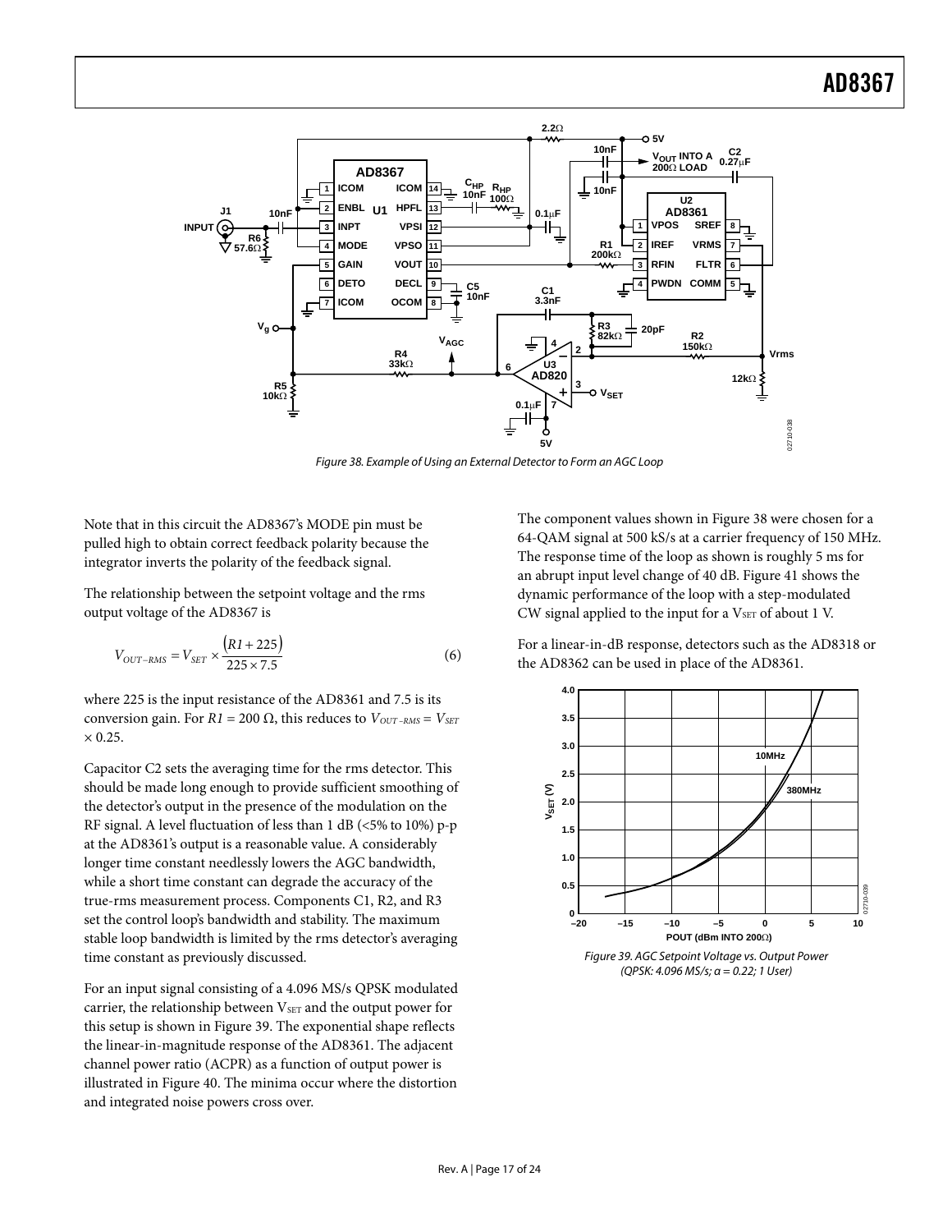Figure 38. Example of Using an External Detector to Form an AGC Loop

Note that in this circuit the AD8367's MODE pin must be pulled high to obtain correct feedback polarity because the integrator inverts the polarity of the feedback signal.

The relationship between the setpoint voltage and the rms output voltage of the AD8367 is

$$V_{OUT-RMS} = V_{SET} \times \frac{(R1 + 225)}{225 \times 7.5} \tag{6}$$

where 225 is the input resistance of the AD8361 and 7.5 is its conversion gain. For $R1$ = 200 Ω, this reduces to $V_{OUT-RMS} = V_{SET} \times 0.25$.

Capacitor C2 sets the averaging time for the rms detector. This should be made long enough to provide sufficient smoothing of the detector's output in the presence of the modulation on the RF signal. A level fluctuation of less than 1 dB (<5% to 10%) p-p at the AD8361's output is a reasonable value. A considerably longer time constant needlessly lowers the AGC bandwidth, while a short time constant can degrade the accuracy of the true-rms measurement process. Components C1, R2, and R3 set the control loop's bandwidth and stability. The maximum stable loop bandwidth is limited by the rms detector's averaging time constant as previously discussed.

For an input signal consisting of a 4.096 MS/s QPSK modulated carrier, the relationship between $V_{SET}$ and the output power for this setup is shown in Figure 39. The exponential shape reflects the linear-in-magnitude response of the AD8361. The adjacent channel power ratio (ACPR) as a function of output power is illustrated in Figure 40. The minima occur where the distortion and integrated noise powers cross over.

The component values shown in Figure 38 were chosen for a 64-QAM signal at 500 kS/s at a carrier frequency of 150 MHz. The response time of the loop as shown is roughly 5 ms for an abrupt input level change of 40 dB. Figure 41 shows the dynamic performance of the loop with a step-modulated CW signal applied to the input for a $V_{SET}$ of about 1 V.

For a linear-in-dB response, detectors such as the AD8318 or the AD8362 can be used in place of the AD8361.

Figure 39. AGC Setpoint Voltage vs. Output Power (QPSK: 4.096 MS/s; α = 0.22; 1 User)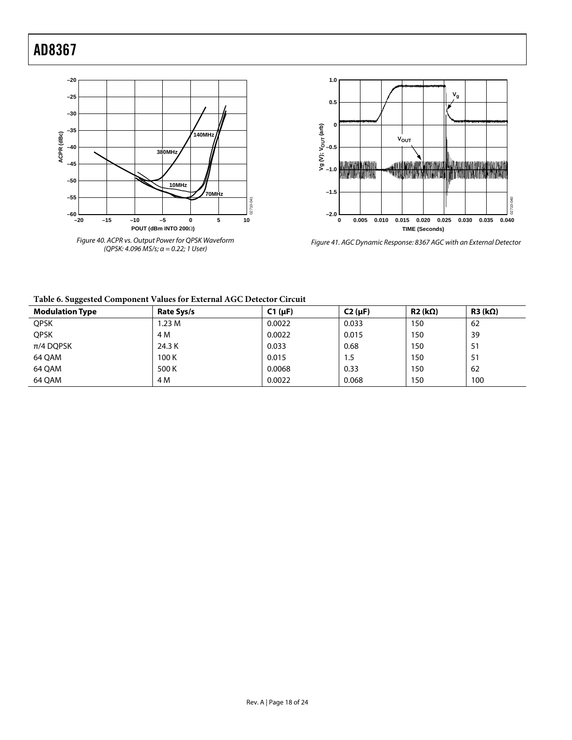Figure 40. ACPR vs. Output Power for QPSK Waveform (QPSK: 4.096 MS/s; α = 0.22; 1 User)

Figure 41. AGC Dynamic Response: 8367 AGC with an External Detector

**Table 6. Suggested Component Values for External AGC Detector Circuit**

| Modulation Type | Rate Sys/s | C1 (μF) | C2 (μF) | R2 (kΩ) | R3 (kΩ) |
|---|---|---|---|---|---|
| QPSK | 1.23 M | 0.0022 | 0.033 | 150 | 62 |
| QPSK | 4 M | 0.0022 | 0.015 | 150 | 39 |
| π/4 DQPSK | 24.3 K | 0.033 | 0.68 | 150 | 51 |
| 64 QAM | 100 K | 0.015 | 1.5 | 150 | 51 |
| 64 QAM | 500 K | 0.0068 | 0.33 | 150 | 62 |
| 64 QAM | 4 M | 0.0022 | 0.068 | 150 | 100 |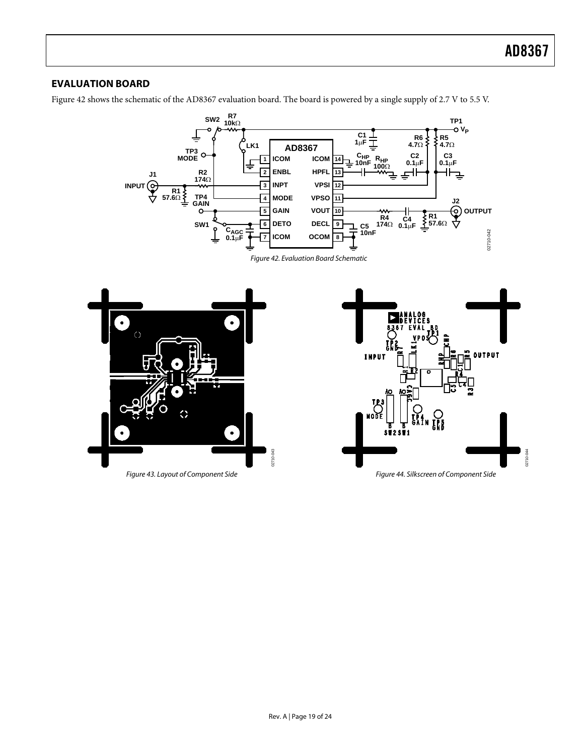## EVALUATION BOARD

Figure 42 shows the schematic of the AD8367 evaluation board. The board is powered by a single supply of 2.7 V to 5.5 V.

Figure 42. Evaluation Board Schematic

Figure 43. Layout of Component Side

Figure 44. Silkscreen of Component Side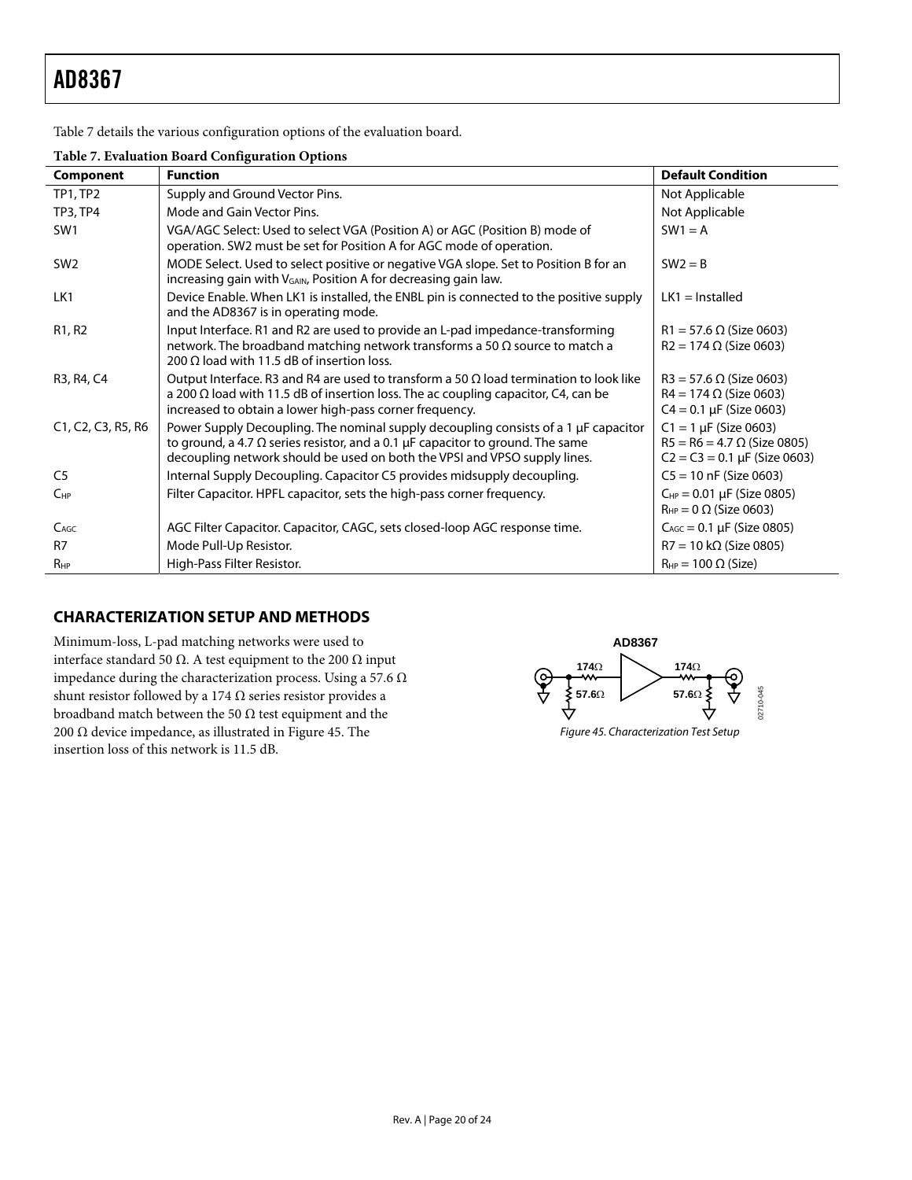Table 7 details the various configuration options of the evaluation board.

**Table 7. Evaluation Board Configuration Options**

| Component | Function | Default Condition |
|---|---|---|
| TP1, TP2 | Supply and Ground Vector Pins. | Not Applicable |
| TP3, TP4 | Mode and Gain Vector Pins. | Not Applicable |
| SW1 | VGA/AGC Select: Used to select VGA (Position A) or AGC (Position B) mode of operation. SW2 must be set for Position A for AGC mode of operation. | SW1 = A |
| SW2 | MODE Select. Used to select positive or negative VGA slope. Set to Position B for an increasing gain with $V_{GAIN}$, Position A for decreasing gain law. | SW2 = B |
| LK1 | Device Enable. When LK1 is installed, the ENBL pin is connected to the positive supply and the AD8367 is in operating mode. | LK1 = Installed |
| R1, R2 | Input Interface. R1 and R2 are used to provide an L-pad impedance-transforming network. The broadband matching network transforms a 50 Ω source to match a 200 Ω load with 11.5 dB of insertion loss. | R1 = 57.6 Ω (Size 0603)<br>R2 = 174 Ω (Size 0603) |
| R3, R4, C4 | Output Interface. R3 and R4 are used to transform a 50 Ω load termination to look like a 200 Ω load with 11.5 dB of insertion loss. The ac coupling capacitor, C4, can be increased to obtain a lower high-pass corner frequency. | R3 = 57.6 Ω (Size 0603)<br>R4 = 174 Ω (Size 0603)<br>C4 = 0.1 µF (Size 0603) |
| C1, C2, C3, R5, R6 | Power Supply Decoupling. The nominal supply decoupling consists of a 1 µF capacitor to ground, a 4.7 Ω series resistor, and a 0.1 µF capacitor to ground. The same decoupling network should be used on both the VPSI and VPSO supply lines. | C1 = 1 µF (Size 0603)<br>R5 = R6 = 4.7 Ω (Size 0805)<br>C2 = C3 = 0.1 µF (Size 0603) |
| C5 | Internal Supply Decoupling. Capacitor C5 provides midsupply decoupling. | C5 = 10 nF (Size 0603) |
| $C_{HP}$ | Filter Capacitor. HPFL capacitor, sets the high-pass corner frequency. | $C_{HP}$ = 0.01 µF (Size 0805)<br>$R_{HP}$ = 0 Ω (Size 0603) |
| $C_{AGC}$ | AGC Filter Capacitor. Capacitor, CAGC, sets closed-loop AGC response time. | $C_{AGC}$ = 0.1 µF (Size 0805) |
| R7 | Mode Pull-Up Resistor. | R7 = 10 kΩ (Size 0805) |
| $R_{HP}$ | High-Pass Filter Resistor. | $R_{HP}$ = 100 Ω (Size) |

## CHARACTERIZATION SETUP AND METHODS

Minimum-loss, L-pad matching networks were used to interface standard 50 Ω. A test equipment to the 200 Ω input impedance during the characterization process. Using a 57.6 Ω shunt resistor followed by a 174 Ω series resistor provides a broadband match between the 50 Ω test equipment and the 200 Ω device impedance, as illustrated in Figure 45. The insertion loss of this network is 11.5 dB.

*Figure 45. Characterization Test Setup*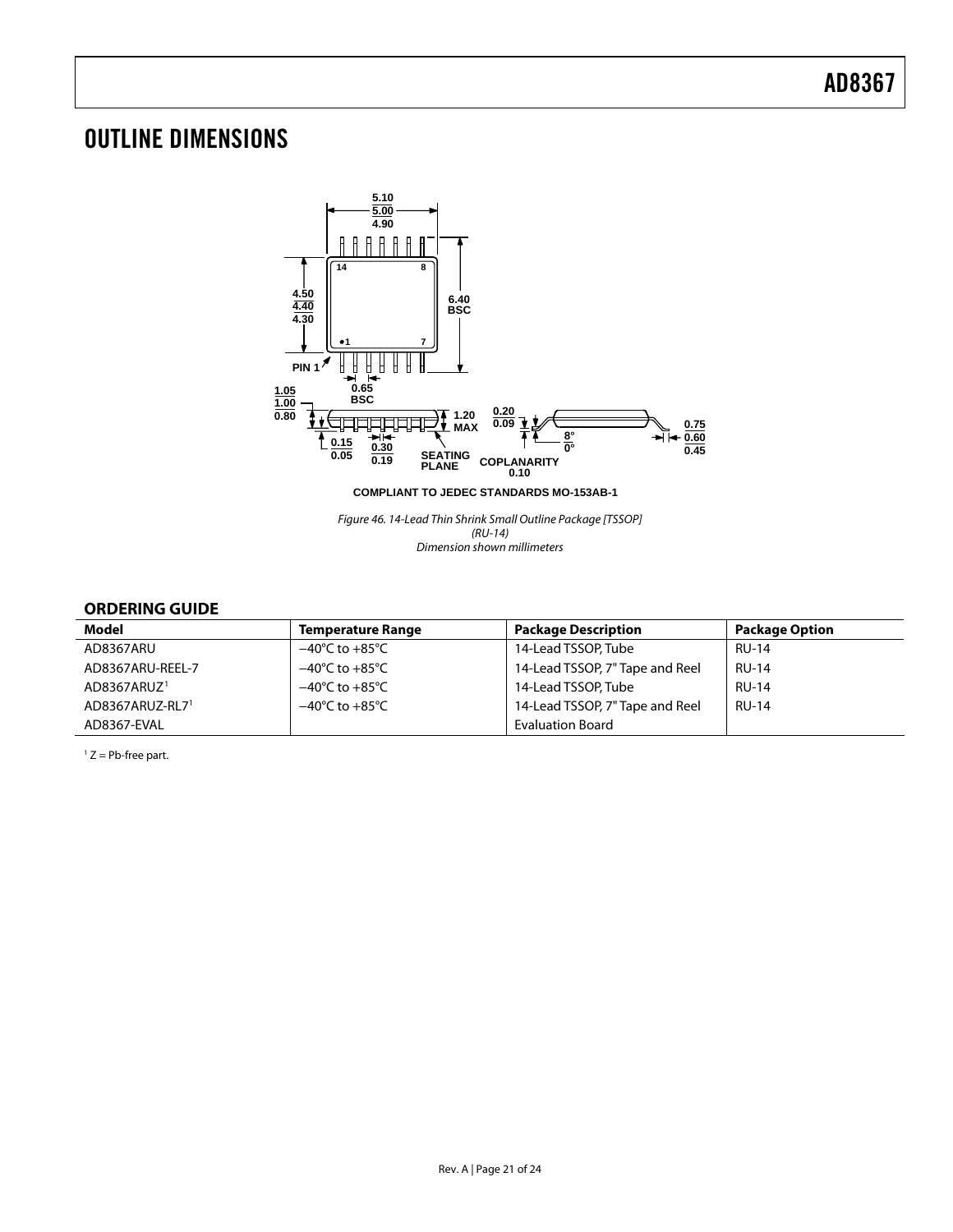## OUTLINE DIMENSIONS

COMPLIANT TO JEDEC STANDARDS MO-153AB-1

*Figure 46. 14-Lead Thin Shrink Small Outline Package [TSSOP] (RU-14) Dimension shown millimeters*

### ORDERING GUIDE

| Model | Temperature Range | Package Description | Package Option |
|---|---|---|---|
| AD8367ARU | −40°C to +85°C | 14-Lead TSSOP, Tube | RU-14 |
| AD8367ARU-REEL-7 | −40°C to +85°C | 14-Lead TSSOP, 7" Tape and Reel | RU-14 |
| AD8367ARUZ[1] | −40°C to +85°C | 14-Lead TSSOP, Tube | RU-14 |
| AD8367ARUZ-RL7[1] | −40°C to +85°C | 14-Lead TSSOP, 7" Tape and Reel | RU-14 |
| AD8367-EVAL | | Evaluation Board | |

[1] Z = Pb-free part.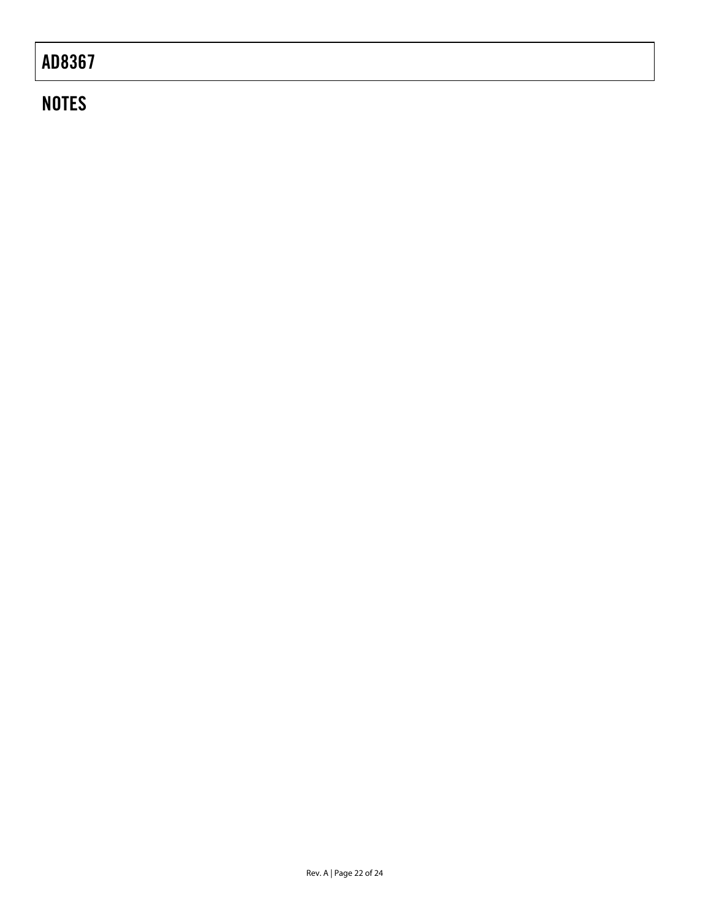## NOTES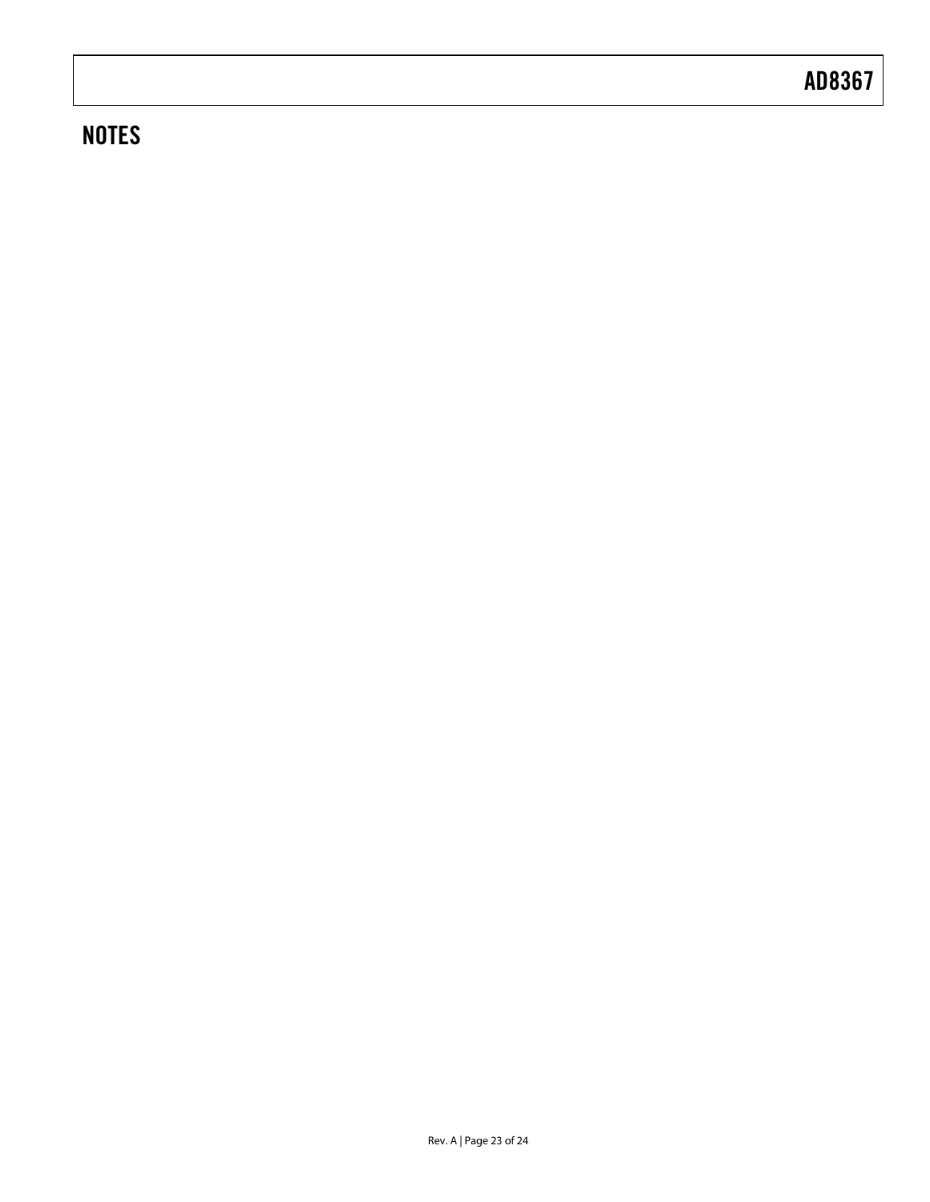## NOTES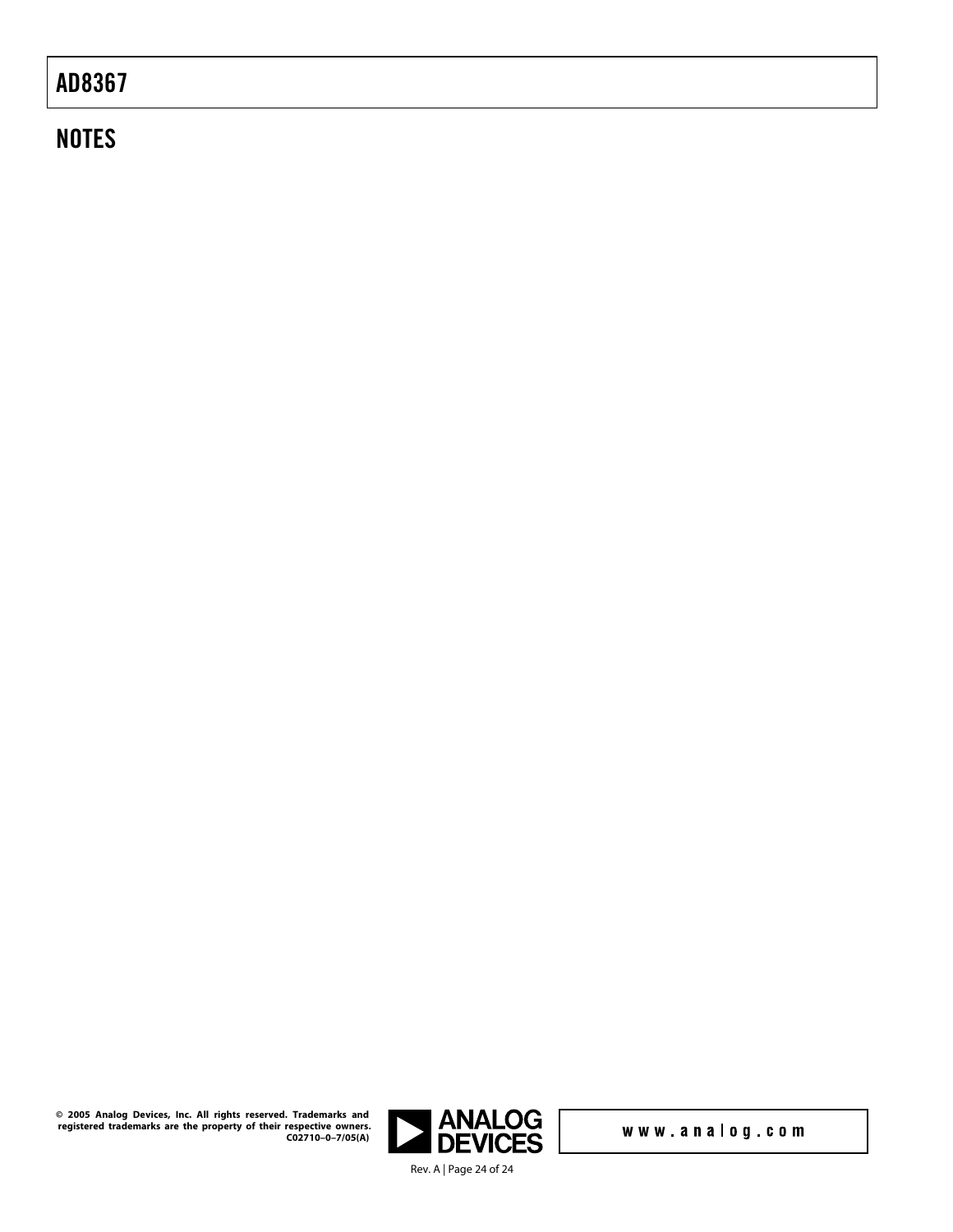## NOTES

© 2005 Analog Devices, Inc. All rights reserved. Trademarks and registered trademarks are the property of their respective owners.
C02710–0–7/05(A)

www.analog.com